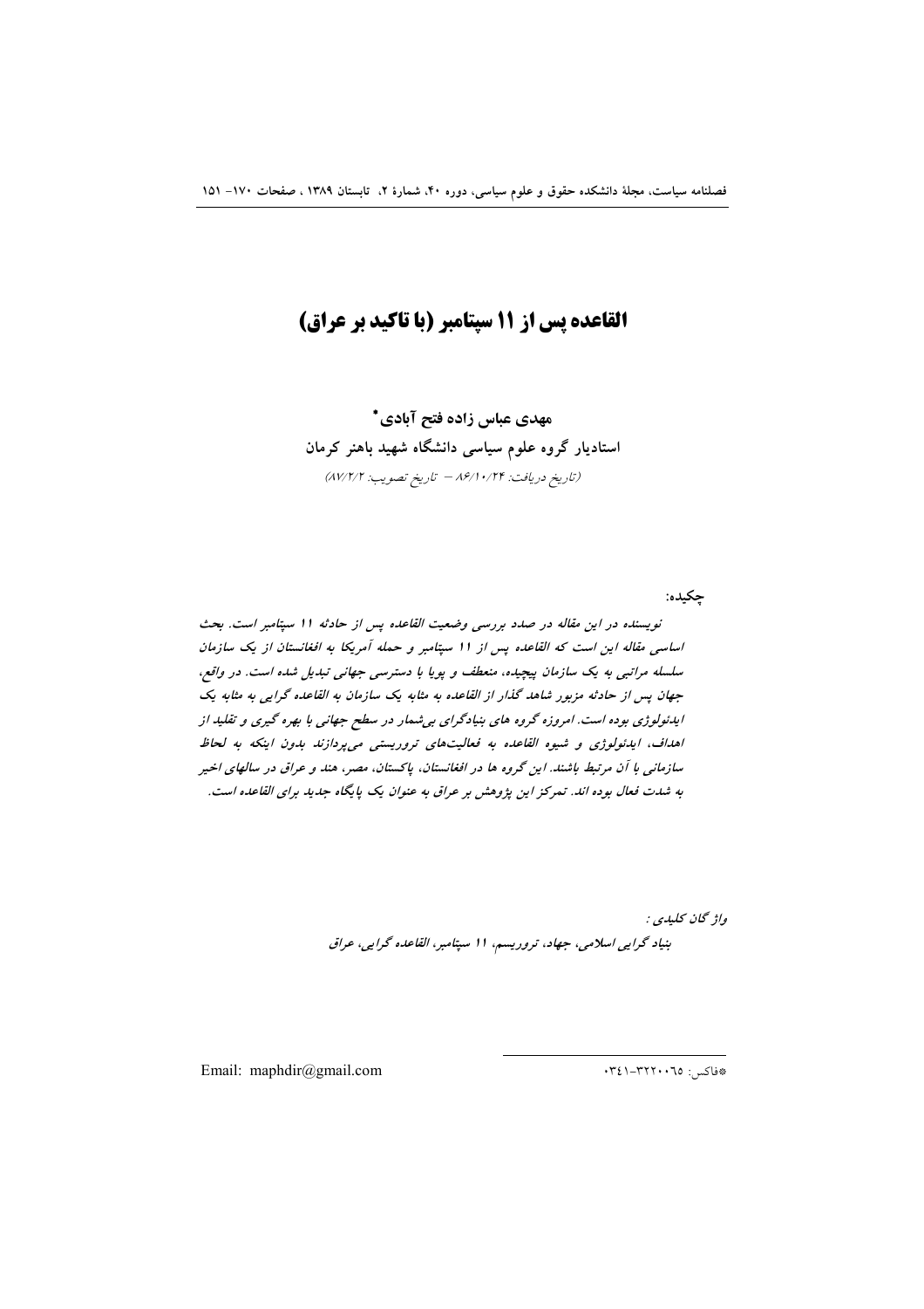# القاعده پس از ۱۱ سپتامبر (با تاکید بر عراق)

**مهدی عباس زاده فتح آبادی***

**استادیار گروه علوم سیاسی دانشگاه شهید باهنر کرمان**

*(تاریخ دریافت: ۸۶/۱۰/۲۴ – تاریخ تصویب: ۸۷/۲/۲)*

**چکیده:**

*نویسنده در این مقاله در صدد بررسی وضعیت القاعده پس از حادثه ۱۱ سپتامبر است. بحث اساسی مقاله این است که القاعده پس از ۱۱ سپتامبر و حمله آمریکا به افغانستان از یک سازمان سلسله مراتبی به یک سازمان پیچیده، منعطف و پویا با دسترسی جهانی تبدیل شده است. در واقع، جهان پس از حادثه مزبور شاهد گذار از القاعده به مثابه یک سازمان به القاعده گرایی به مثابه یک ایدئولوژی بوده است. امروزه گروه های بنیادگرای بی‌شمار در سطح جهانی با بهره گیری و تقلید از اهداف، ایدئولوژی و شیوه القاعده به فعالیت‌های تروریستی می‌پردازند بدون اینکه به لحاظ سازمانی با آن مرتبط باشند. این گروه ها در افغانستان، پاکستان، مصر، هند و عراق در سالهای اخیر به شدت فعال بوده اند. تمرکز این پژوهش بر عراق به عنوان یک پایگاه جدید برای القاعده است.*

*واژ گان کلیدی :*

*بنیاد گرایی اسلامی، جهاد، تروریسم، ۱۱ سپتامبر، القاعده گرایی، عراق*

*فاکس: ۰۳۴۱-۳۲۲۰۰۶۵

Email: maphdir@gmail.com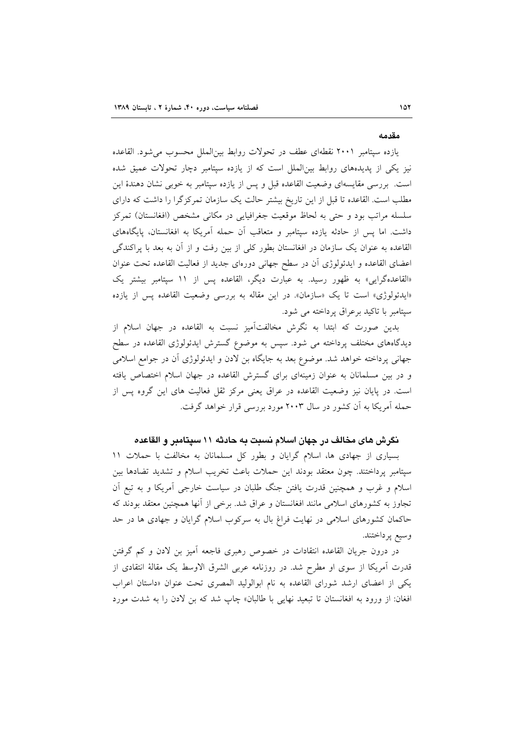## مقدمه

یازده سپتامبر ۲۰۰۱ نقطه‌ای عطف در تحولات روابط بین‌الملل محسوب می‌شود. القاعده نیز یکی از پدیده‌های روابط بین‌الملل است که از یازده سپتامبر دچار تحولات عمیق شده است. بررسی مقایسه‌ای وضعیت القاعده قبل و پس از یازده سپتامبر به خوبی نشان دهندهٔ این مطلب است. القاعده تا قبل از این تاریخ بیشتر حالت یک سازمان تمرکزگرا را داشت که دارای سلسله مراتب بود و حتی به لحاظ موقعیت جغرافیایی در مکانی مشخص (افغانستان) تمرکز داشت. اما پس از حادثه یازده سپتامبر و متعاقب آن حمله آمریکا به افغانستان، پایگاه‌های القاعده به عنوان یک سازمان در افغانستان بطور کلی از بین رفت و از آن به بعد با پراکندگی اعضای القاعده و ایدئولوژی آن در سطح جهانی دوره‌ای جدید از فعالیت القاعده تحت عنوان «القاعده‌گرایی» به ظهور رسید. به عبارت دیگر، القاعده پس از ۱۱ سپتامبر بیشتر یک «ایدئولوژی» است تا یک «سازمان». در این مقاله به بررسی وضعیت القاعده پس از یازده سپتامبر با تاکید برعراق پرداخته می شود.

بدین صورت که ابتدا به نگرش مخالفت‌آمیز نسبت به القاعده در جهان اسلام از دیدگاه‌های مختلف پرداخته می شود. سپس به موضوع گسترش ایدئولوژی القاعده در سطح جهانی پرداخته خواهد شد. موضوع بعد به جایگاه بن لادن و ایدئولوژی آن در جوامع اسلامی و در بین مسلمانان به عنوان زمینه‌ای برای گسترش القاعده در جهان اسلام اختصاص یافته است. در پایان نیز وضعیت القاعده در عراق یعنی مرکز ثقل فعالیت های این گروه پس از حمله آمریکا به آن کشور در سال ۲۰۰۳ مورد بررسی قرار خواهد گرفت.

### نگرش های مخالف در جهان اسلام نسبت به حادثه ۱۱ سپتامبر و القاعده

بسیاری از جهادی ها، اسلام گرایان و بطور کل مسلمانان به مخالفت با حملات ۱۱ سپتامبر پرداختند. چون معتقد بودند این حملات باعث تخریب اسلام و تشدید تضادها بین اسلام و غرب و همچنین قدرت یافتن جنگ طلبان در سیاست خارجی آمریکا و به تبع آن تجاوز به کشورهای اسلامی مانند افغانستان و عراق شد. برخی از آنها همچنین معتقد بودند که حاکمان کشورهای اسلامی در نهایت فراغ بال به سرکوب اسلام گرایان و جهادی ها در حد وسیع پرداختند.

در درون جریان القاعده انتقادات در خصوص رهبری فاجعه آمیز بن لادن و کم گرفتن قدرت آمریکا از سوی او مطرح شد. در روزنامه عربی الشرق الاوسط یک مقالهٔ انتقادی از یکی از اعضای ارشد شورای القاعده به نام ابوالولید المصری تحت عنوان «داستان اعراب افغان: از ورود به افغانستان تا تبعید نهایی با طالبان» چاپ شد که بن لادن را به شدت مورد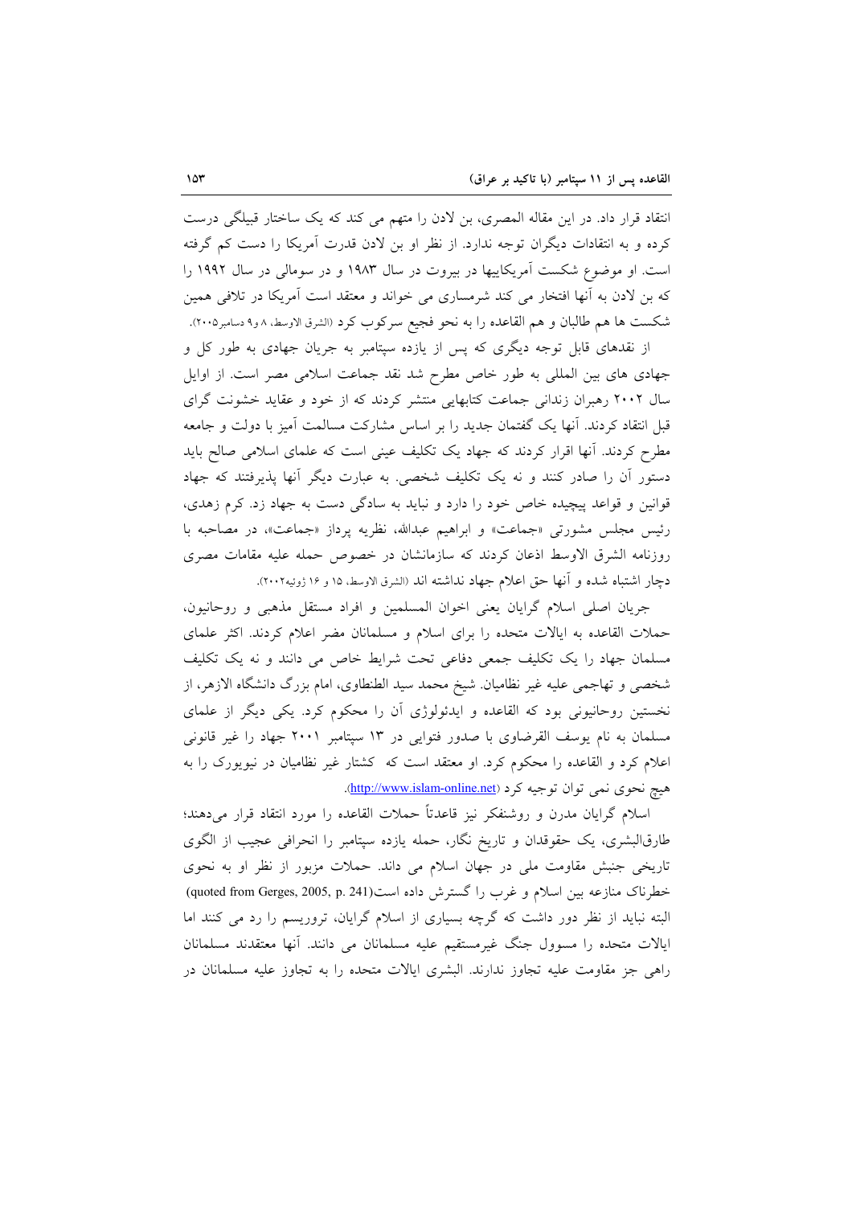انتقاد قرار داد. در این مقاله المصری، بن لادن را متهم می کند که یک ساختار قبیلگی درست کرده و به انتقادات دیگران توجه ندارد. از نظر او بن لادن قدرت آمریکا را دست کم گرفته است. او موضوع شکست آمریکاییها در بیروت در سال ۱۹۸۳ و در سومالی در سال ۱۹۹۲ را که بن لادن به آنها افتخار می کند شرمساری می خواند و معتقد است آمریکا در تلافی همین شکست ها هم طالبان و هم القاعده را به نحو فجیع سرکوب کرد (الشرق الاوسط، ۸ و۹ دسامبر۲۰۰۵).

از نقدهای قابل توجه دیگری که پس از یازده سپتامبر به جریان جهادی به طور کل و جهادی های بین المللی به طور خاص مطرح شد نقد جماعت اسلامی مصر است. از اوایل سال ۲۰۰۲ رهبران زندانی جماعت کتابهایی منتشر کردند که از خود و عقاید خشونت گرای قبل انتقاد کردند. آنها یک گفتمان جدید را بر اساس مشارکت مسالمت آمیز با دولت و جامعه مطرح کردند. آنها اقرار کردند که جهاد یک تکلیف عینی است که علمای اسلامی صالح باید دستور آن را صادر کنند و نه یک تکلیف شخصی. به عبارت دیگر آنها پذیرفتند که جهاد قوانین و قواعد پیچیده خاص خود را دارد و نباید به سادگی دست به جهاد زد. کرم زهدی، رئیس مجلس مشورتی «جماعت» و ابراهیم عبدالله، نظریه پرداز «جماعت»، در مصاحبه با روزنامه الشرق الاوسط اذعان کردند که سازمانشان در خصوص حمله علیه مقامات مصری دچار اشتباه شده و آنها حق اعلام جهاد نداشته اند (الشرق الاوسط، ۱۵ و ۱۶ ژوئیه۲۰۰۲).

جریان اصلی اسلام گرایان یعنی اخوان المسلمین و افراد مستقل مذهبی و روحانیون، حملات القاعده به ایالات متحده را برای اسلام و مسلمانان مضر اعلام کردند. اکثر علمای مسلمان جهاد را یک تکلیف جمعی دفاعی تحت شرایط خاص می دانند و نه یک تکلیف شخصی و تهاجمی علیه غیر نظامیان. شیخ محمد سید الطنطاوی، امام بزرگ دانشگاه الازهر، از نخستین روحانیونی بود که القاعده و ایدئولوژی آن را محکوم کرد. یکی دیگر از علمای مسلمان به نام یوسف القرضاوی با صدور فتوایی در ۱۳ سپتامبر ۲۰۰۱ جهاد را غیر قانونی اعلام کرد و القاعده را محکوم کرد. او معتقد است که کشتار غیر نظامیان در نیویورک را به هیچ نحوی نمی توان توجیه کرد (http://www.islam-online.net).

اسلام گرایان مدرن و روشنفکر نیز قاعدتاً حملات القاعده را مورد انتقاد قرار می‌دهند؛ طارق‌البشری، یک حقوقدان و تاریخ نگار، حمله یازده سپتامبر را انحرافی عجیب از الگوی تاریخی جنبش مقاومت ملی در جهان اسلام می داند. حملات مزبور از نظر او به نحوی خطرناک منازعه بین اسلام و غرب را گسترش داده است(quoted from Gerges, 2005, p. 241) البته نباید از نظر دور داشت که گرچه بسیاری از اسلام گرایان، تروریسم را رد می کنند اما ایالات متحده را مسوول جنگ غیرمستقیم علیه مسلمانان می دانند. آنها معتقدند مسلمانان راهی جز مقاومت علیه تجاوز ندارند. البشری ایالات متحده را به تجاوز علیه مسلمانان در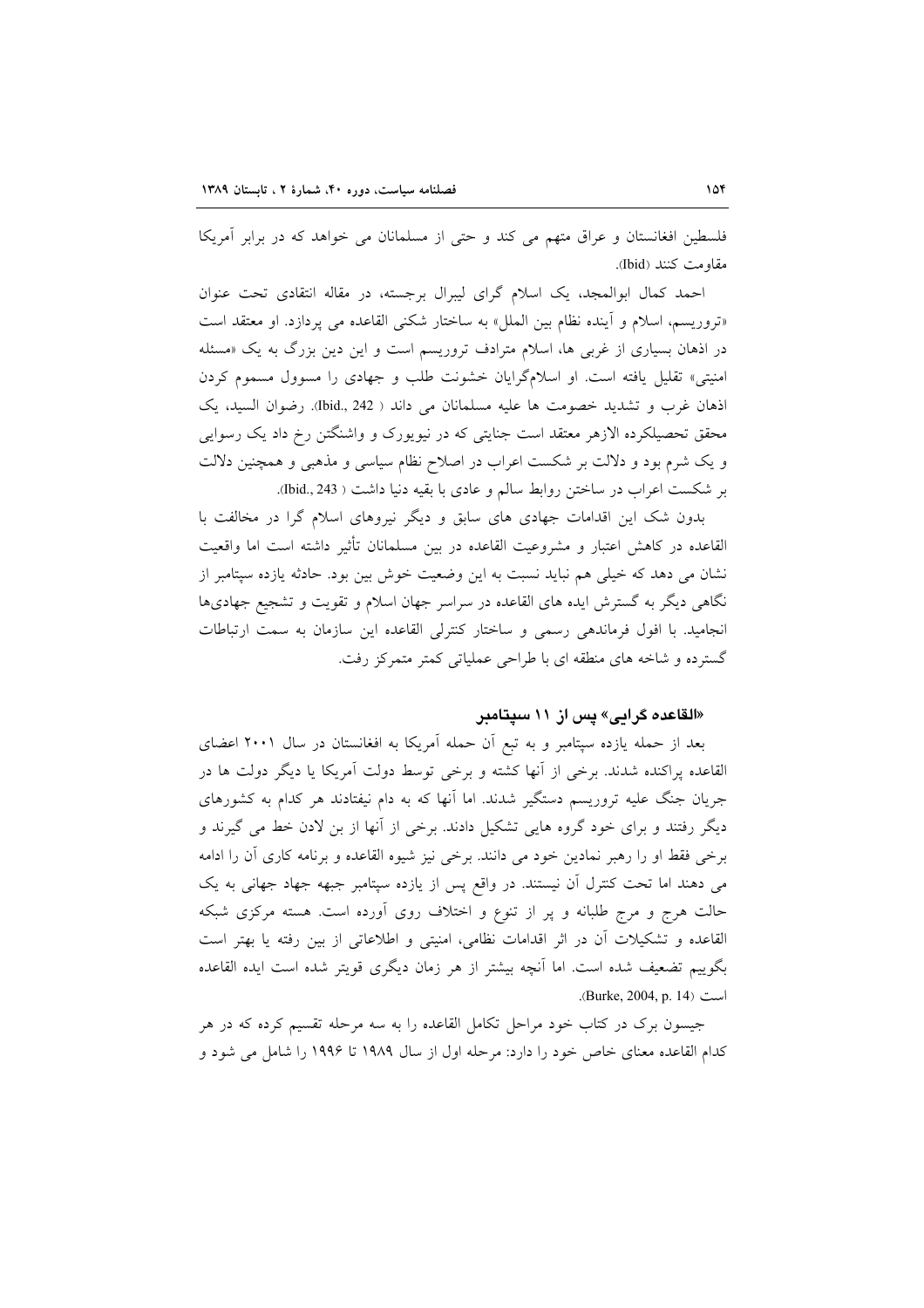فلسطین افغانستان و عراق متهم می کند و حتی از مسلمانان می خواهد که در برابر آمریکا مقاومت کنند (Ibid).

احمد کمال ابوالمجد، یک اسلام گرای لیبرال برجسته، در مقاله انتقادی تحت عنوان «تروریسم، اسلام و آینده نظام بین الملل» به ساختار شکنی القاعده می پردازد. او معتقد است در اذهان بسیاری از غربی ها، اسلام مترادف تروریسم است و این دین بزرگ به یک «مسئله امنیتی» تقلیل یافته است. او اسلام‌گرایان خشونت طلب و جهادی را مسوول مسموم کردن اذهان غرب و تشدید خصومت ها علیه مسلمانان می داند ( Ibid., 242). رضوان السید، یک محقق تحصیلکرده الازهر معتقد است جنایتی که در نیویورک و واشنگتن رخ داد یک رسوایی و یک شرم بود و دلالت بر شکست اعراب در اصلاح نظام سیاسی و مذهبی و همچنین دلالت بر شکست اعراب در ساختن روابط سالم و عادی با بقیه دنیا داشت ( Ibid., 243).

بدون شک این اقدامات جهادی های سابق و دیگر نیروهای اسلام گرا در مخالفت با القاعده در کاهش اعتبار و مشروعیت القاعده در بین مسلمانان تأثیر داشته است اما واقعیت نشان می دهد که خیلی هم نباید نسبت به این وضعیت خوش بین بود. حادثه یازده سپتامبر از نگاهی دیگر به گسترش ایده های القاعده در سراسر جهان اسلام و تقویت و تشجیع جهادی‌ها انجامید. با افول فرماندهی رسمی و ساختار کنترلی القاعده این سازمان به سمت ارتباطات گسترده و شاخه های منطقه ای با طراحی عملیاتی کمتر متمرکز رفت.

### «القاعده گرایی» پس از ۱۱ سپتامبر

بعد از حمله یازده سپتامبر و به تبع آن حمله آمریکا به افغانستان در سال ۲۰۰۱ اعضای القاعده پراکنده شدند. برخی از آنها کشته و برخی توسط دولت آمریکا یا دیگر دولت ها در جریان جنگ علیه تروریسم دستگیر شدند. اما آنها که به دام نیفتادند هر کدام به کشورهای دیگر رفتند و برای خود گروه هایی تشکیل دادند. برخی از آنها از بن لادن خط می گیرند و برخی فقط او را رهبر نمادین خود می دانند. برخی نیز شیوه القاعده و برنامه کاری آن را ادامه می دهند اما تحت کنترل آن نیستند. در واقع پس از یازده سپتامبر جبهه جهاد جهانی به یک حالت هرج و مرج طلبانه و پر از تنوع و اختلاف روی آورده است. هسته مرکزی شبکه القاعده و تشکیلات آن در اثر اقدامات نظامی، امنیتی و اطلاعاتی از بین رفته یا بهتر است بگوییم تضعیف شده است. اما آنچه بیشتر از هر زمان دیگری قویتر شده است ایده القاعده است (Burke, 2004, p. 14).

جیسون برک در کتاب خود مراحل تکامل القاعده را به سه مرحله تقسیم کرده که در هر کدام القاعده معنای خاص خود را دارد: مرحله اول از سال ۱۹۸۹ تا ۱۹۹۶ را شامل می شود و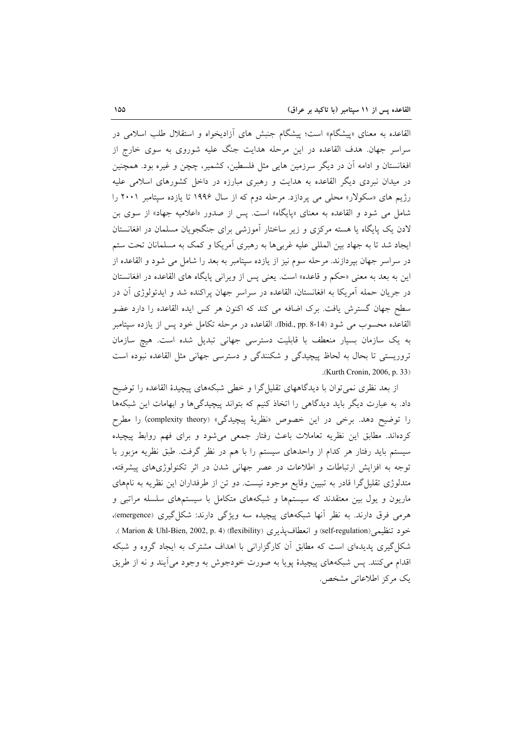القاعده به معنای «پیشگام» است؛ پیشگام جنبش های آزادیخواه و استقلال طلب اسلامی در سراسر جهان. هدف القاعده در این مرحله هدایت جنگ علیه شوروی به سوی خارج از افغانستان و ادامه آن در دیگر سرزمین هایی مثل فلسطین، کشمیر، چچن و غیره بود. همچنین در میدان نبردی دیگر القاعده به هدایت و رهبری مبارزه در داخل کشورهای اسلامی علیه رژیم های «سکولار» محلی می پردازد. مرحله دوم که از سال ۱۹۹۶ تا یازده سپتامبر ۲۰۰۱ را شامل می شود و القاعده به معنای «پایگاه» است. پس از صدور «اعلامیه جهاد» از سوی بن لادن یک پایگاه یا هسته مرکزی و زیر ساختار آموزشی برای جنگجویان مسلمان در افغانستان ایجاد شد تا به جهاد بین المللی علیه غربی‌ها به رهبری آمریکا و کمک به مسلمانان تحت ستم در سراسر جهان بپردازند. مرحله سوم نیز از یازده سپتامبر به بعد را شامل می شود و القاعده از این به بعد به معنی «حکم و قاعده» است. یعنی پس از ویرانی پایگاه های القاعده در افغانستان در جریان حمله آمریکا به افغانستان، القاعده در سراسر جهان پراکنده شد و ایدئولوژی آن در سطح جهان گسترش یافت. برک اضافه می کند که اکنون هر کس ایده القاعده را دارد عضو القاعده محسوب می شود (Ibid., pp. 8-14). القاعده در مرحله تکامل خود پس از یازده سپتامبر به یک سازمان بسیار منعطف با قابلیت دسترسی جهانی تبدیل شده است. هیچ سازمان تروریستی تا بحال به لحاظ پیچیدگی و شکنندگی و دسترسی جهانی مثل القاعده نبوده است (Kurth Cronin, 2006, p. 33).

از بعد نظری نمی‌توان با دیدگاههای تقلیل‌گرا و خطی شبکه‌های پیچیدهٔ القاعده را توضیح داد. به عبارت دیگر باید دیدگاهی را اتخاذ کنیم که بتواند پیچیدگی‌ها و ابهامات این شبکه‌ها را توضیح دهد. برخی در این خصوص «نظریهٔ پیچیدگی» (complexity theory) را مطرح کرده‌اند. مطابق این نظریه تعاملات باعث رفتار جمعی می‌شود و برای فهم روابط پیچیده سیستم باید رفتار هر کدام از واحدهای سیستم را با هم در نظر گرفت. طبق نظریه مزبور با توجه به افزایش ارتباطات و اطلاعات در عصر جهانی شدن در اثر تکنولوژی‌های پیشرفته، متدلوژی تقلیل‌گرا قادر به تبیین وقایع موجود نیست. دو تن از طرفداران این نظریه به نام‌های ماریون و یول بین معتقدند که سیستم‌ها و شبکه‌های متکامل با سیستم‌های سلسله مراتبی و هرمی فرق دارند. به نظر آنها شبکه‌های پیچیده سه ویژگی دارند: شکل‌گیری (emergence)، خود تنظیمی (self-regulation) و انعطاف‌پذیری (flexibility) (Marion & Uhl-Bien, 2002, p. 4). شکل‌گیری پدیده‌ای است که مطابق آن کارگزارانی با اهداف مشترک به ایجاد گروه و شبکه اقدام می‌کنند. پس شبکه‌های پیچیدهٔ پویا به صورت خودجوش به وجود می‌آیند و نه از طریق یک مرکز اطلاعاتی مشخص.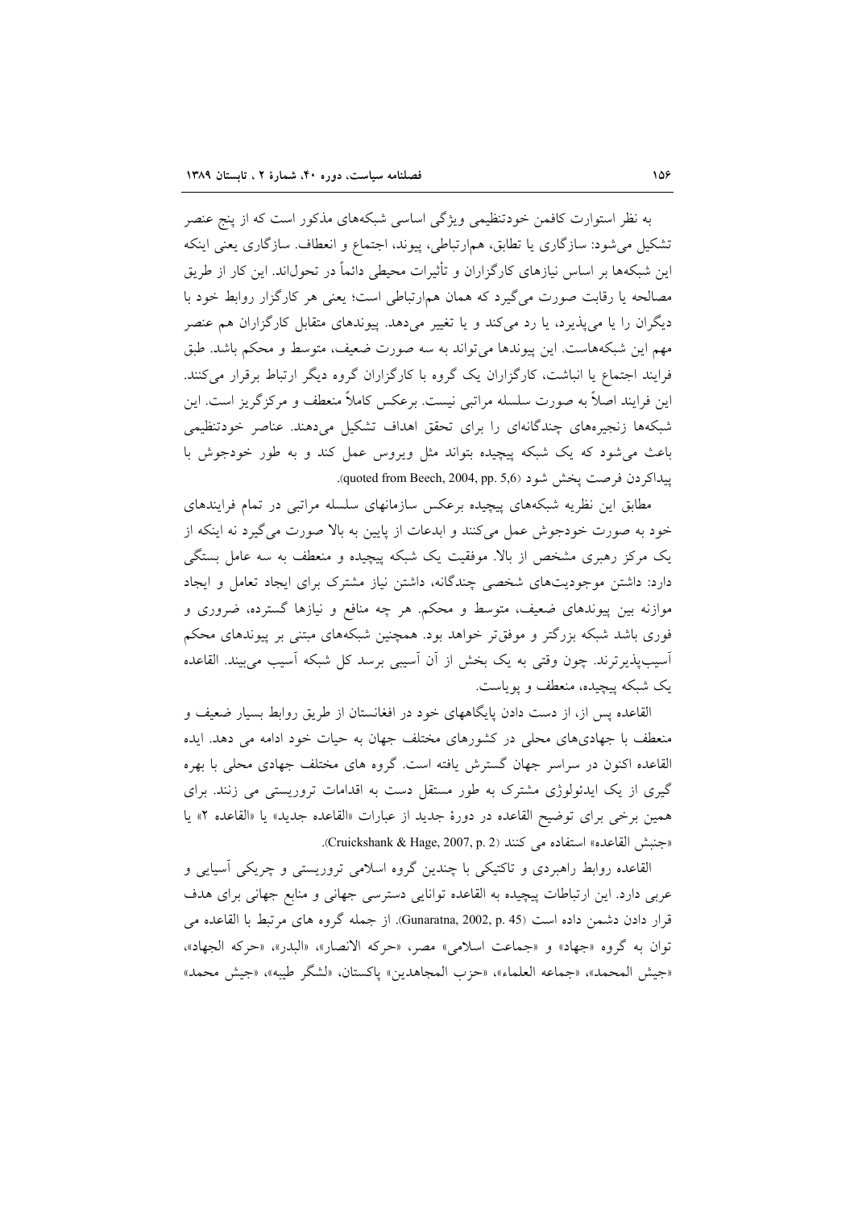به نظر استوارت کافمن خودتنظیمی ویژگی اساسی شبکه‌های مذکور است که از پنج عنصر تشکیل می‌شود: سازگاری یا تطابق، هم‌ارتباطی، پیوند، اجتماع و انعطاف. سازگاری یعنی اینکه این شبکه‌ها بر اساس نیازهای کارگزاران و تأثیرات محیطی دائماً در تحول‌اند. این کار از طریق مصالحه یا رقابت صورت می‌گیرد که همان هم‌ارتباطی است؛ یعنی هر کارگزار روابط خود با دیگران را یا می‌پذیرد، یا رد می‌کند و یا تغییر می‌دهد. پیوندهای متقابل کارگزاران هم عنصر مهم این شبکه‌هاست. این پیوندها می‌تواند به سه صورت ضعیف، متوسط و محکم باشد. طبق فرایند اجتماع یا انباشت، کارگزاران یک گروه با کارگزاران گروه دیگر ارتباط برقرار می‌کنند. این فرایند اصلاً به صورت سلسله مراتبی نیست. برعکس کاملاً منعطف و مرکزگریز است. این شبکه‌ها زنجیره‌های چندگانه‌ای را برای تحقق اهداف تشکیل می‌دهند. عناصر خودتنظیمی باعث می‌شود که یک شبکه پیچیده بتواند مثل ویروس عمل کند و به طور خودجوش با پیداکردن فرصت پخش شود (quoted from Beech, 2004, pp. 5,6).

مطابق این نظریه شبکه‌های پیچیده برعکس سازمانهای سلسله مراتبی در تمام فرایندهای خود به صورت خودجوش عمل می‌کنند و ابدعات از پایین به بالا صورت می‌گیرد نه اینکه از یک مرکز رهبری مشخص از بالا. موفقیت یک شبکه پیچیده و منعطف به سه عامل بستگی دارد: داشتن موجودیت‌های شخصی چندگانه، داشتن نیاز مشترک برای ایجاد تعامل و ایجاد موازنه بین پیوندهای ضعیف، متوسط و محکم. هر چه منافع و نیازها گسترده، ضروری و فوری باشد شبکه بزرگتر و موفق‌تر خواهد بود. همچنین شبکه‌های مبتنی بر پیوندهای محکم آسیب‌پذیرترند. چون وقتی به یک بخش از آن آسیبی برسد کل شبکه آسیب می‌بیند. القاعده یک شبکه پیچیده، منعطف و پویاست.

القاعده پس از، از دست دادن پایگاههای خود در افغانستان از طریق روابط بسیار ضعیف و منعطف با جهادی‌های محلی در کشورهای مختلف جهان به حیات خود ادامه می دهد. ایده القاعده اکنون در سراسر جهان گسترش یافته است. گروه های مختلف جهادی محلی با بهره گیری از یک ایدئولوژی مشترک به طور مستقل دست به اقدامات تروریستی می زنند. برای همین برخی برای توضیح القاعده در دورهٔ جدید از عبارات «القاعده جدید» یا «القاعده ۲» یا «جنبش القاعده» استفاده می کنند (Cruickshank & Hage, 2007, p. 2).

القاعده روابط راهبردی و تاکتیکی با چندین گروه اسلامی تروریستی و چریکی آسیایی و عربی دارد. این ارتباطات پیچیده به القاعده توانایی دسترسی جهانی و منابع جهانی برای هدف قرار دادن دشمن داده است (Gunaratna, 2002, p. 45). از جمله گروه های مرتبط با القاعده می توان به گروه «جهاد» و «جماعت اسلامی» مصر، «حرکه الانصار»، «البدر»، «حرکه الجهاد»، «جیش المحمد»، «جماعه العلماء»، «حزب المجاهدین» پاکستان، «لشگر طیبه»، «جیش محمد»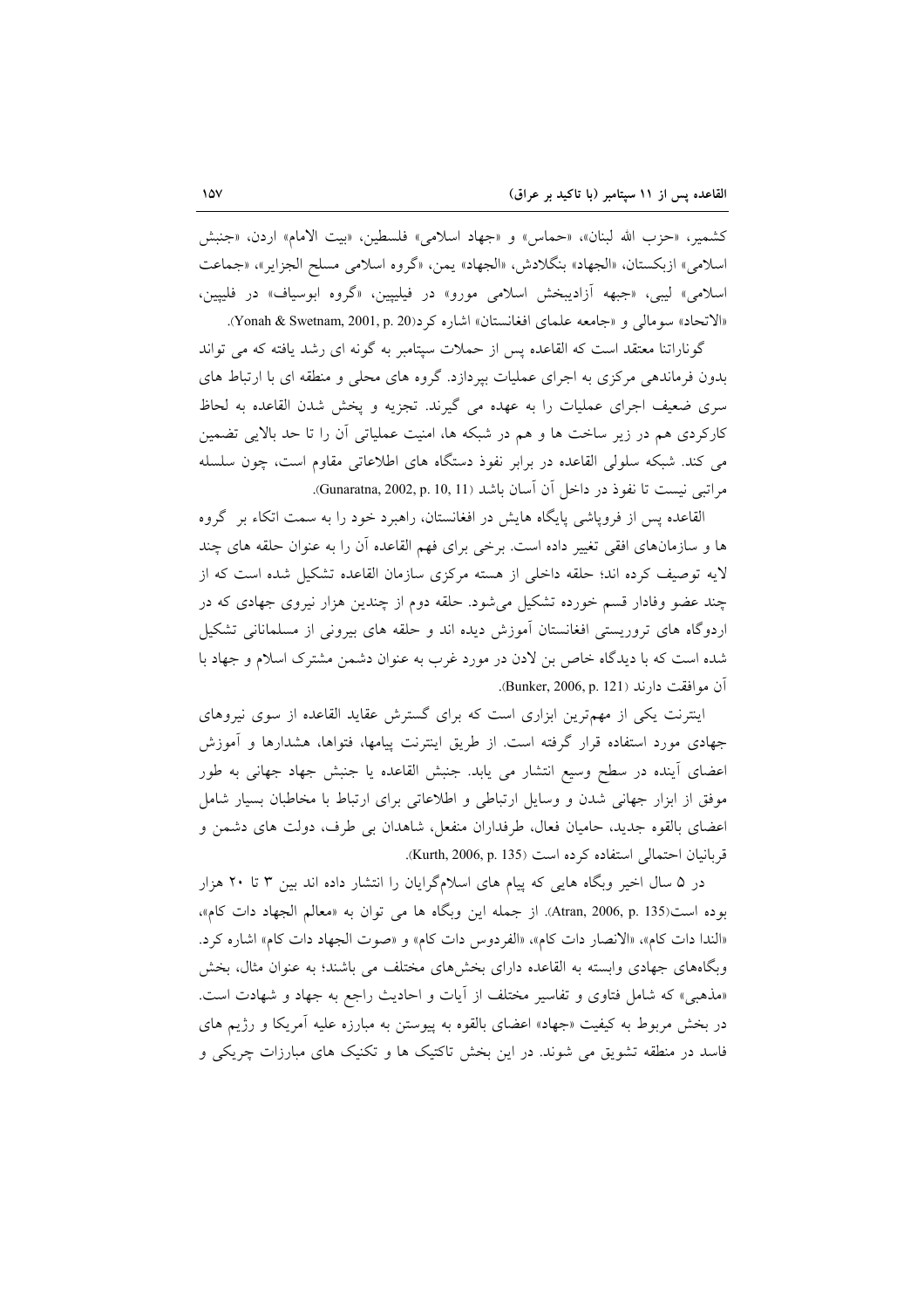کشمیر، «حزب الله لبنان»، «حماس» و «جهاد اسلامی» فلسطین، «بیت الامام» اردن، «جنبش اسلامی» ازبکستان، «الجهاد» بنگلادش، «الجهاد» یمن، «گروه اسلامی مسلح الجزایر»، «جماعت اسلامی» لیبی، «جبهه آزادیبخش اسلامی مورو» در فیلیپین، «گروه ابوسیاف» در فلیپین، «الاتحاد» سومالی و «جامعه علمای افغانستان» اشاره کرد(Yonah & Swetnam, 2001, p. 20).

گوناراتنا معتقد است که القاعده پس از حملات سپتامبر به گونه ای رشد یافته که می تواند بدون فرماندهی مرکزی به اجرای عملیات بپردازد. گروه های محلی و منطقه ای با ارتباط های سری ضعیف اجرای عملیات را به عهده می گیرند. تجزیه و پخش شدن القاعده به لحاظ کارکردی هم در زیر ساخت ها و هم در شبکه ها، امنیت عملیاتی آن را تا حد بالایی تضمین می کند. شبکه سلولی القاعده در برابر نفوذ دستگاه های اطلاعاتی مقاوم است، چون سلسله مراتبی نیست تا نفوذ در داخل آن آسان باشد (Gunaratna, 2002, p. 10, 11).

القاعده پس از فروپاشی پایگاه هایش در افغانستان، راهبرد خود را به سمت اتکاء بر گروه ها و سازمان‌های افقی تغییر داده است. برخی برای فهم القاعده آن را به عنوان حلقه های چند لایه توصیف کرده اند؛ حلقه داخلی از هسته مرکزی سازمان القاعده تشکیل شده است که از چند عضو وفادار قسم خورده تشکیل می‌شود. حلقه دوم از چندین هزار نیروی جهادی که در اردوگاه های تروریستی افغانستان آموزش دیده اند و حلقه های بیرونی از مسلمانانی تشکیل شده است که با دیدگاه خاص بن لادن در مورد غرب به عنوان دشمن مشترک اسلام و جهاد با آن موافقت دارند (Bunker, 2006, p. 121).

اینترنت یکی از مهم‌ترین ابزاری است که برای گسترش عقاید القاعده از سوی نیروهای جهادی مورد استفاده قرار گرفته است. از طریق اینترنت پیامها، فتواها، هشدارها و آموزش اعضای آینده در سطح وسیع انتشار می یابد. جنبش القاعده یا جنبش جهاد جهانی به طور موفق از ابزار جهانی شدن و وسایل ارتباطی و اطلاعاتی برای ارتباط با مخاطبان بسیار شامل اعضای بالقوه جدید، حامیان فعال، طرفداران منفعل، شاهدان بی طرف، دولت های دشمن و قربانیان احتمالی استفاده کرده است (Kurth, 2006, p. 135).

در ۵ سال اخیر وبگاه هایی که پیام های اسلام‌گرایان را انتشار داده اند بین ۳ تا ۲۰ هزار بوده است(Atran, 2006, p. 135). از جمله این وبگاه ها می توان به «معالم الجهاد دات کام»، «الندا دات کام»، «الانصار دات کام»، «الفردوس دات کام» و «صوت الجهاد دات کام» اشاره کرد. وبگاه‌های جهادی وابسته به القاعده دارای بخش‌های مختلف می باشند؛ به عنوان مثال، بخش «مذهبی» که شامل فتاوی و تفاسیر مختلف از آیات و احادیث راجع به جهاد و شهادت است. در بخش مربوط به کیفیت «جهاد» اعضای بالقوه به پیوستن به مبارزه علیه آمریکا و رژیم های فاسد در منطقه تشویق می شوند. در این بخش تاکتیک ها و تکنیک های مبارزات چریکی و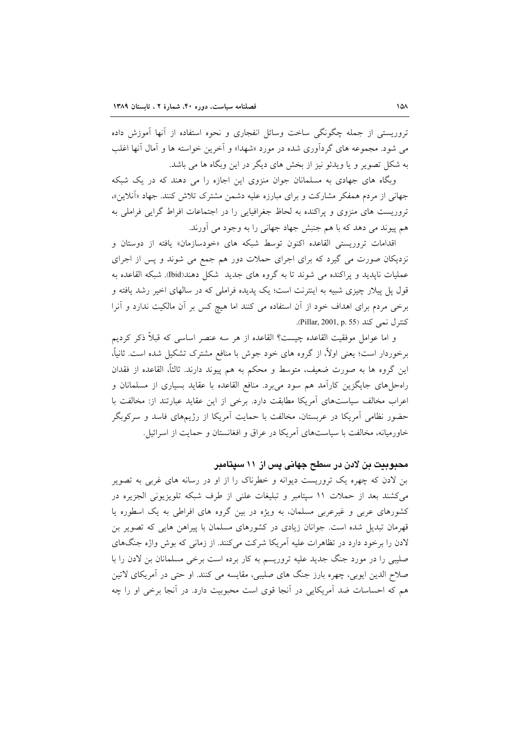تروریستی از جمله چگونگی ساخت وسائل انفجاری و نحوه استفاده از آنها آموزش داده می شود. مجموعه های گردآوری شده در مورد «شهدا» و آخرین خواسته ها و آمال آنها اغلب به شکل تصویر و یا ویدئو نیز از بخش های دیگر در این وبگاه ها می باشد.

وبگاه های جهادی به مسلمانان جوان منزوی این اجازه را می دهند که در یک شبکه جهانی از مردم همفکر مشارکت و برای مبارزه علیه دشمن مشترک تلاش کنند. جهاد «آنلاین»، تروریست های منزوی و پراکنده به لحاظ جغرافیایی را در اجتماعات افراط گرایی فراملی به هم پیوند می دهد که با هم جنبش جهاد جهانی را به وجود می آورند.

اقدامات تروریستی القاعده اکنون توسط شبکه های «خودسازمان» یافته از دوستان و نزدیکان صورت می گیرد که برای اجرای حملات دور هم جمع می شوند و پس از اجرای عملیات ناپدید و پراکنده می شوند تا به گروه های جدید شکل دهند(Ibid). شبکه القاعده به قول پل پیلار چیزی شبیه به اینترنت است؛ یک پدیده فراملی که در سالهای اخیر رشد یافته و برخی مردم برای اهداف خود از آن استفاده می کنند اما هیچ کس بر آن مالکیت ندارد و آنرا کنترل نمی کند (Pillar, 2001, p. 55).

و اما عوامل موفقیت القاعده چیست؟ القاعده از هر سه عنصر اساسی که قبلاً ذکر کردیم برخوردار است؛ یعنی اولاً، از گروه های خود جوش با منافع مشترک تشکیل شده است. ثانیاً، این گروه ها به صورت ضعیف، متوسط و محکم به هم پیوند دارند. ثالثاً، القاعده از فقدان راه‌حل‌های جایگزین کارآمد هم سود می‌برد. منافع القاعده با عقاید بسیاری از مسلمانان و اعراب مخالف سیاست‌های آمریکا مطابقت دارد. برخی از این عقاید عبارتند از: مخالفت با حضور نظامی آمریکا در عربستان، مخالفت با حمایت آمریکا از رژیم‌های فاسد و سرکوبگر خاورمیانه، مخالفت با سیاست‌های آمریکا در عراق و افغانستان و حمایت از اسرائیل.

## محبوبیت بن لادن در سطح جهانی پس از ۱۱ سپتامبر

بن لادن که چهره یک تروریست دیوانه و خطرناک را از او در رسانه های غربی به تصویر می‌کشند بعد از حملات ۱۱ سپتامبر و تبلیغات علنی از طرف شبکه تلویزیونی الجزیره در کشورهای عربی و غیرعربی مسلمان، به ویژه در بین گروه های افراطی به یک اسطوره یا قهرمان تبدیل شده است. جوانان زیادی در کشورهای مسلمان با پیراهن هایی که تصویر بن لادن را برخود دارد در تظاهرات علیه آمریکا شرکت می‌کنند. از زمانی که بوش واژه جنگ‌های صلیبی را در مورد جنگ جدید علیه تروریسم به کار برده است برخی مسلمانان بن لادن را با صلاح الدین ایوبی، چهره بارز جنگ های صلیبی، مقایسه می کنند. او حتی در آمریکای لاتین هم که احساسات ضد آمریکایی در آنجا قوی است محبوبیت دارد. در آنجا برخی او را چه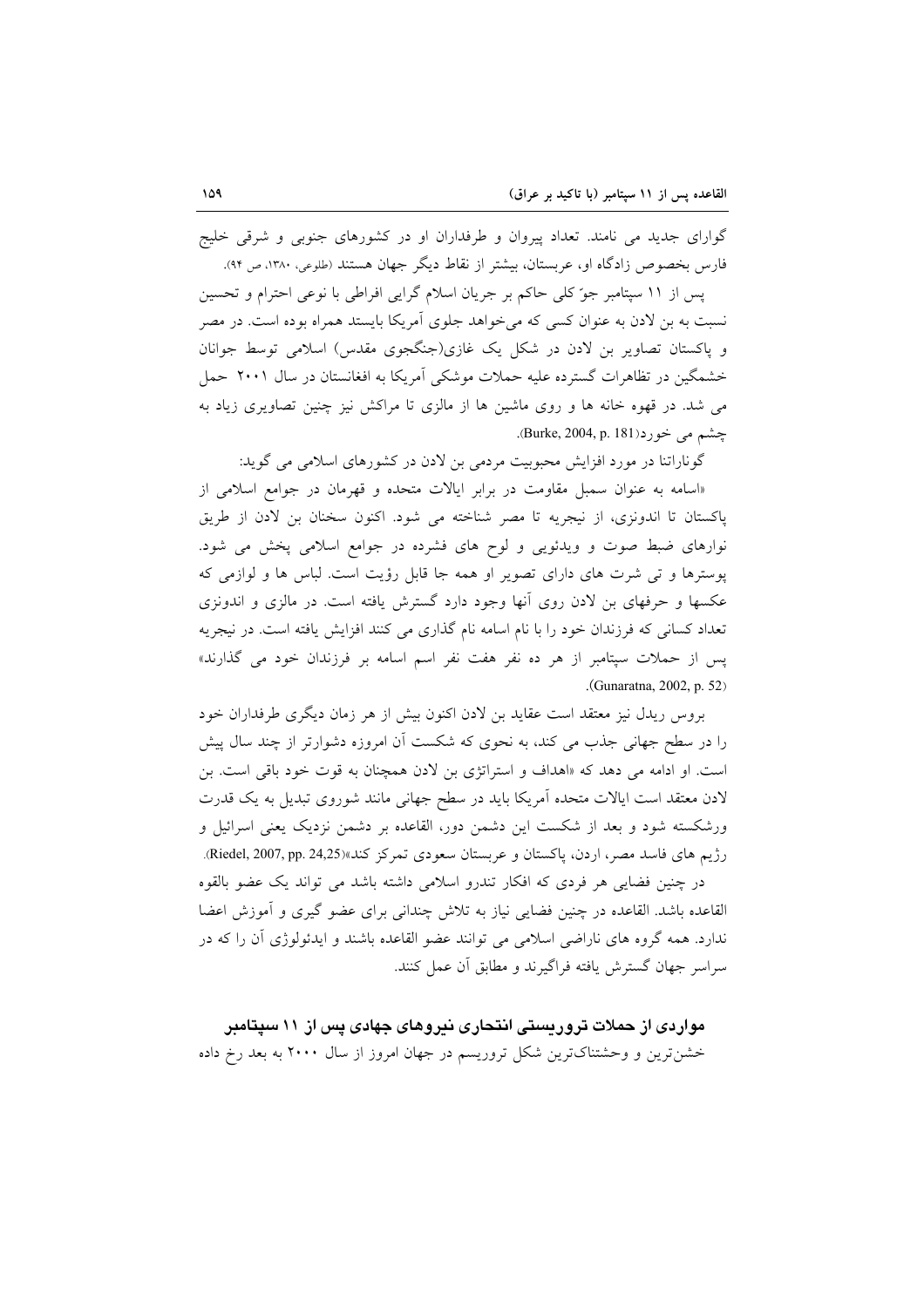گوارای جدید می نامند. تعداد پیروان و طرفداران او در کشورهای جنوبی و شرقی خلیج فارس بخصوص زادگاه او، عربستان، بیشتر از نقاط دیگر جهان هستند (طلوعی، ۱۳۸۰، ص ۹۴).

پس از ۱۱ سپتامبر جوّ کلی حاکم بر جریان اسلام گرایی افراطی با نوعی احترام و تحسین نسبت به بن لادن به عنوان کسی که می‌خواهد جلوی آمریکا بایستد همراه بوده است. در مصر و پاکستان تصاویر بن لادن در شکل یک غازی(جنگجوی مقدس) اسلامی توسط جوانان خشمگین در تظاهرات گسترده علیه حملات موشکی آمریکا به افغانستان در سال ۲۰۰۱ حمل می شد. در قهوه خانه ها و روی ماشین ها از مالزی تا مراکش نیز چنین تصاویری زیاد به چشم می خورد(Burke, 2004, p. 181).

گوناراتنا در مورد افزایش محبوبیت مردمی بن لادن در کشورهای اسلامی می گوید:

«اسامه به عنوان سمبل مقاومت در برابر ایالات متحده و قهرمان در جوامع اسلامی از پاکستان تا اندونزی، از نیجریه تا مصر شناخته می شود. اکنون سخنان بن لادن از طریق نوارهای ضبط صوت و ویدئویی و لوح های فشرده در جوامع اسلامی پخش می شود. پوسترها و تی شرت های دارای تصویر او همه جا قابل رؤیت است. لباس ها و لوازمی که عکسها و حرفهای بن لادن روی آنها وجود دارد گسترش یافته است. در مالزی و اندونزی تعداد کسانی که فرزندان خود را با نام اسامه نام گذاری می کنند افزایش یافته است. در نیجریه پس از حملات سپتامبر از هر ده نفر هفت نفر اسم اسامه بر فرزندان خود می گذارند» (Gunaratna, 2002, p. 52).

بروس ریدل نیز معتقد است عقاید بن لادن اکنون بیش از هر زمان دیگری طرفداران خود را در سطح جهانی جذب می کند، به نحوی که شکست آن امروزه دشوارتر از چند سال پیش است. او ادامه می دهد که «اهداف و استراتژی بن لادن همچنان به قوت خود باقی است. بن لادن معتقد است ایالات متحده آمریکا باید در سطح جهانی مانند شوروی تبدیل به یک قدرت ورشکسته شود و بعد از شکست این دشمن دور، القاعده بر دشمن نزدیک یعنی اسرائیل و رژیم های فاسد مصر، اردن، پاکستان و عربستان سعودی تمرکز کند»(Riedel, 2007, pp. 24,25).

در چنین فضایی هر فردی که افکار تندرو اسلامی داشته باشد می تواند یک عضو بالقوه القاعده باشد. القاعده در چنین فضایی نیاز به تلاش چندانی برای عضو گیری و آموزش اعضا ندارد. همه گروه های ناراضی اسلامی می توانند عضو القاعده باشند و ایدئولوژی آن را که در سراسر جهان گسترش یافته فراگیرند و مطابق آن عمل کنند.

## مواردی از حملات تروریستی انتحاری نیروهای جهادی پس از ۱۱ سپتامبر

خشن‌ترین و وحشتناک‌ترین شکل تروریسم در جهان امروز از سال ۲۰۰۰ به بعد رخ داده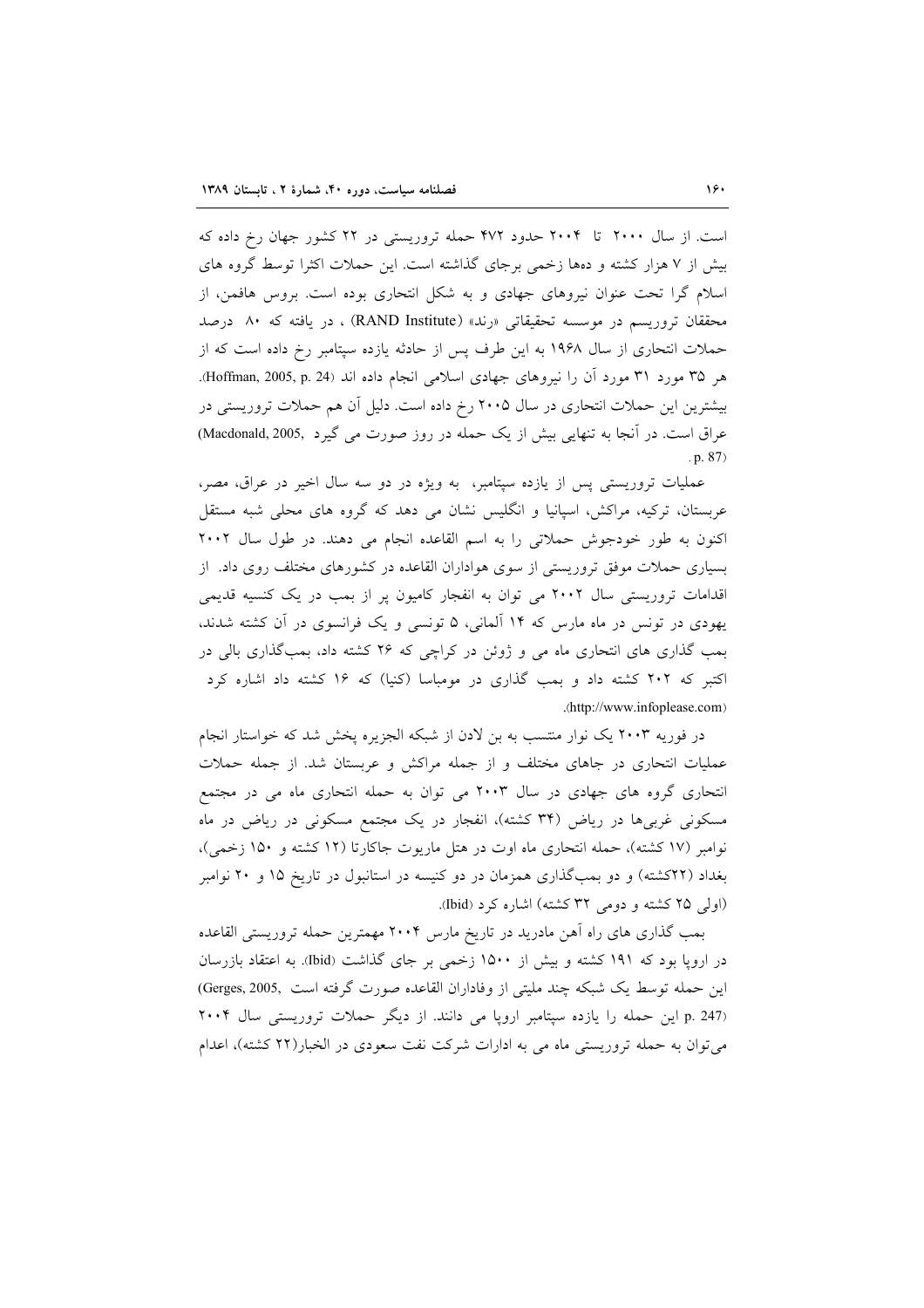است. از سال ۲۰۰۰ تا ۲۰۰۴ حدود ۴۷۲ حمله تروریستی در ۲۲ کشور جهان رخ داده که بیش از ۷ هزار کشته و ده‌ها زخمی برجای گذاشته است. این حملات اکثرا توسط گروه های اسلام گرا تحت عنوان نیروهای جهادی و به شکل انتحاری بوده است. بروس هافمن، از محققان تروریسم در موسسه تحقیقاتی «رند» (RAND Institute) ، در یافته که ۸۰ درصد حملات انتحاری از سال ۱۹۶۸ به این طرف پس از حادثه یازده سپتامبر رخ داده است که از هر ۳۵ مورد ۳۱ مورد آن را نیروهای جهادی اسلامی انجام داده اند (Hoffman, 2005, p. 24). بیشترین این حملات انتحاری در سال ۲۰۰۵ رخ داده است. دلیل آن هم حملات تروریستی در عراق است. در آنجا به تنهایی بیش از یک حمله در روز صورت می گیرد (Macdonald, 2005, p. 87).

عملیات تروریستی پس از یازده سپتامبر، به ویژه در دو سه سال اخیر در عراق، مصر، عربستان، ترکیه، مراکش، اسپانیا و انگلیس نشان می دهد که گروه های محلی شبه مستقل اکنون به طور خودجوش حملاتی را به اسم القاعده انجام می دهند. در طول سال ۲۰۰۲ بسیاری حملات موفق تروریستی از سوی هواداران القاعده در کشورهای مختلف روی داد. از اقدامات تروریستی سال ۲۰۰۲ می توان به انفجار کامیون پر از بمب در یک کنسیه قدیمی یهودی در تونس در ماه مارس که ۱۴ آلمانی، ۵ تونسی و یک فرانسوی در آن کشته شدند، بمب گذاری های انتحاری ماه می و ژوئن در کراچی که ۲۶ کشته داد، بمب‌گذاری بالی در اکتبر که ۲۰۲ کشته داد و بمب گذاری در مومباسا (کنیا) که ۱۶ کشته داد اشاره کرد (http://www.infoplease.com).

در فوریه ۲۰۰۳ یک نوار منتسب به بن لادن از شبکه الجزیره پخش شد که خواستار انجام عملیات انتحاری در جاهای مختلف و از جمله مراکش و عربستان شد. از جمله حملات انتحاری گروه های جهادی در سال ۲۰۰۳ می توان به حمله انتحاری ماه می در مجتمع مسکونی غربی‌ها در ریاض (۳۴ کشته)، انفجار در یک مجتمع مسکونی در ریاض در ماه نوامبر (۱۷ کشته)، حمله انتحاری ماه اوت در هتل ماریوت جاکارتا (۱۲ کشته و ۱۵۰ زخمی)، بغداد (۲۲کشته) و دو بمب‌گذاری همزمان در دو کنیسه در استانبول در تاریخ ۱۵ و ۲۰ نوامبر (اولی ۲۵ کشته و دومی ۳۲ کشته) اشاره کرد (Ibid).

بمب گذاری های راه آهن مادرید در تاریخ مارس ۲۰۰۴ مهمترین حمله تروریستی القاعده در اروپا بود که ۱۹۱ کشته و بیش از ۱۵۰۰ زخمی بر جای گذاشت (Ibid). به اعتقاد بازرسان این حمله توسط یک شبکه چند ملیتی از وفاداران القاعده صورت گرفته است (Gerges, 2005, p. 247) این حمله را یازده سپتامبر اروپا می دانند. از دیگر حملات تروریستی سال ۲۰۰۴ می‌توان به حمله تروریستی ماه می به ادارات شرکت نفت سعودی در الخبار(۲۲ کشته)، اعدام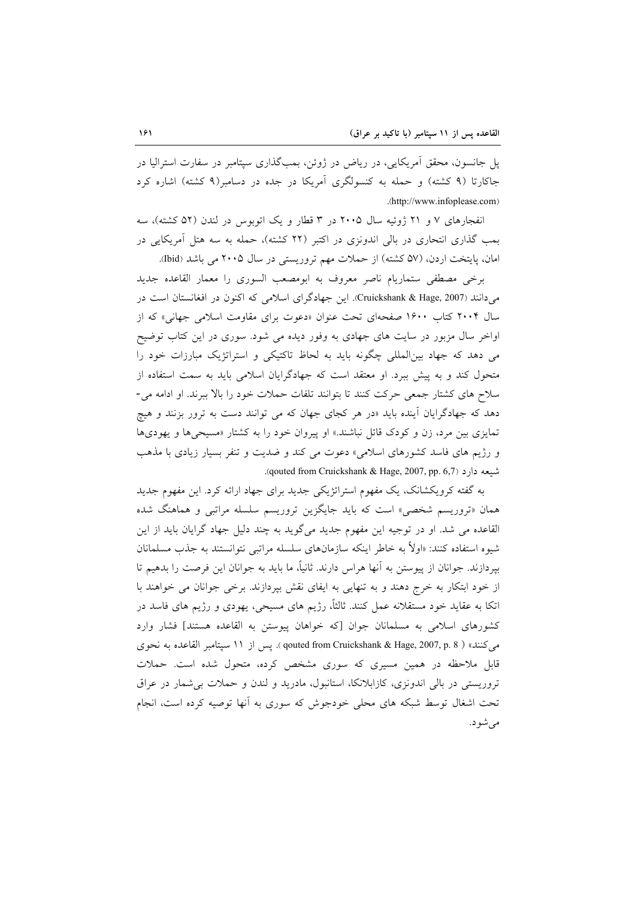پل جانسون، محقق آمریکایی، در ریاض در ژوئن، بمب‌گذاری سپتامبر در سفارت استرالیا در جاکارتا (۹ کشته) و حمله به کنسولگری آمریکا در جده در دسامبر(۹ کشته) اشاره کرد (http://www.infoplease.com).

انفجارهای ۷ و ۲۱ ژوئیه سال ۲۰۰۵ در ۳ قطار و یک اتوبوس در لندن (۵۲ کشته)، سه بمب گذاری انتحاری در بالی اندونزی در اکتبر (۲۲ کشته)، حمله به سه هتل آمریکایی در امان، پایتخت اردن، (۵۷ کشته) از حملات مهم تروریستی در سال ۲۰۰۵ می باشد (Ibid).

برخی مصطفی ستماریام ناصر معروف به ابومصعب السوری را معمار القاعده جدید می‌دانند (Cruickshank & Hage, 2007). این جهادگرای اسلامی که اکنون در افغانستان است در سال ۲۰۰۴ کتاب ۱۶۰۰ صفحه‌ای تحت عنوان «دعوت برای مقاومت اسلامی جهانی» که از اواخر سال مزبور در سایت های جهادی به وفور دیده می شود. سوری در این کتاب توضیح می دهد که جهاد بین‌المللی چگونه باید به لحاظ تاکتیکی و استراتژیک مبارزات خود را متحول کند و به پیش ببرد. او معتقد است که جهادگرایان اسلامی باید به سمت استفاده از سلاح های کشتار جمعی حرکت کنند تا بتوانند تلفات حملات خود را بالا ببرند. او ادامه می‌دهد که جهادگرایان آینده باید «در هر کجای جهان که می توانند دست به ترور بزنند و هیچ تمایزی بین مرد، زن و کودک قائل نباشند.» او پیروان خود را به کشتار «مسیحی‌ها و یهودی‌ها و رژیم های فاسد کشورهای اسلامی» دعوت می کند و ضدیت و تنفر بسیار زیادی با مذهب شیعه دارد (qouted from Cruickshank & Hage, 2007, pp. 6,7).

به گفته کرویکشانک، یک مفهوم استراتژیکی جدید برای جهاد ارائه کرد. این مفهوم جدید همان «تروریسم شخصی» است که باید جایگزین تروریسم سلسله مراتبی و هماهنگ شده القاعده می شد. او در توجیه این مفهوم جدید می‌گوید به چند دلیل جهاد گرایان باید از این شیوه استفاده کنند: «اولاً به خاطر اینکه سازمان‌های سلسله مراتبی نتوانستند به جذب مسلمانان بپردازند. جوانان از پیوستن به آنها هراس دارند. ثانیاً، ما باید به جوانان این فرصت را بدهیم تا از خود ابتکار به خرج دهند و به تنهایی به ایفای نقش بپردازند. برخی جوانان می خواهند با اتکا به عقاید خود مستقلانه عمل کنند. ثالثاً، رژیم های مسیحی، یهودی و رژیم های فاسد در کشورهای اسلامی به مسلمانان جوان [که خواهان پیوستن به القاعده هستند] فشار وارد می‌کنند» (qouted from Cruickshank & Hage, 2007, p. 8). پس از ۱۱ سپتامبر القاعده به نحوی قابل ملاحظه در همین مسیری که سوری مشخص کرده، متحول شده است. حملات تروریستی در بالی اندونزی، کازابلانکا، استانبول، مادرید و لندن و حملات بی‌شمار در عراق تحت اشغال توسط شبکه های محلی خودجوش که سوری به آنها توصیه کرده است، انجام می‌شود.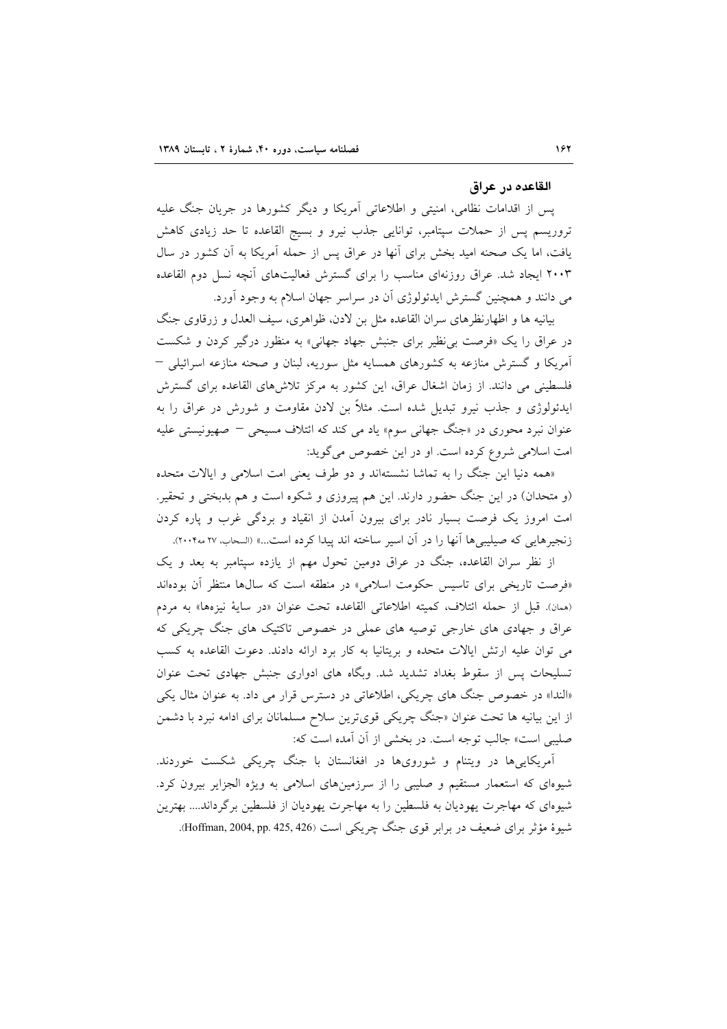## القاعده در عراق

پس از اقدامات نظامی، امنیتی و اطلاعاتی آمریکا و دیگر کشورها در جریان جنگ علیه تروریسم پس از حملات سپتامبر، توانایی جذب نیرو و بسیج القاعده تا حد زیادی کاهش یافت، اما یک صحنه امید بخش برای آنها در عراق پس از حمله آمریکا به آن کشور در سال ۲۰۰۳ ایجاد شد. عراق روزنه‌ای مناسب را برای گسترش فعالیت‌های آنچه نسل دوم القاعده می دانند و همچنین گسترش ایدئولوژی آن در سراسر جهان اسلام به وجود آورد.

بیانیه ها و اظهارنظرهای سران القاعده مثل بن لادن، ظواهری، سیف العدل و زرقاوی جنگ در عراق را یک «فرصت بی‌نظیر برای جنبش جهاد جهانی» به منظور درگیر کردن و شکست آمریکا و گسترش منازعه به کشورهای همسایه مثل سوریه، لبنان و صحنه منازعه اسرائیلی – فلسطینی می دانند. از زمان اشغال عراق، این کشور به مرکز تلاش‌های القاعده برای گسترش ایدئولوژی و جذب نیرو تبدیل شده است. مثلاً بن لادن مقاومت و شورش در عراق را به عنوان نبرد محوری در «جنگ جهانی سوم» یاد می کند که ائتلاف مسیحی – صهیونیستی علیه امت اسلامی شروع کرده است. او در این خصوص می‌گوید:

«همه دنیا این جنگ را به تماشا نشسته‌اند و دو طرف یعنی امت اسلامی و ایالات متحده (و متحدان) در این جنگ حضور دارند. این هم پیروزی و شکوه است و هم بدبختی و تحقیر. امت امروز یک فرصت بسیار نادر برای بیرون آمدن از انقیاد و بردگی غرب و پاره کردن زنجیرهایی که صلیبی‌ها آنها را در آن اسیر ساخته اند پیدا کرده است...» (السحاب، ۲۷ مه ۲۰۰۴).

از نظر سران القاعده، جنگ در عراق دومین تحول مهم از یازده سپتامبر به بعد و یک «فرصت تاریخی برای تاسیس حکومت اسلامی» در منطقه است که سال‌ها منتظر آن بوده‌اند (همان). قبل از حمله ائتلاف، کمیته اطلاعاتی القاعده تحت عنوان «در سایهٔ نیزه‌ها» به مردم عراق و جهادی های خارجی توصیه های عملی در خصوص تاکتیک های جنگ چریکی که می توان علیه ارتش ایالات متحده و بریتانیا به کار برد ارائه دادند. دعوت القاعده به کسب تسلیحات پس از سقوط بغداد تشدید شد. وبگاه های ادواری جنبش جهادی تحت عنوان «الندا» در خصوص جنگ های چریکی، اطلاعاتی در دسترس قرار می داد. به عنوان مثال یکی از این بیانیه ها تحت عنوان «جنگ چریکی قوی‌ترین سلاح مسلمانان برای ادامه نبرد با دشمن صلیبی است» جالب توجه است. در بخشی از آن آمده است که:

آمریکایی‌ها در ویتنام و شوروی‌ها در افغانستان با جنگ چریکی شکست خوردند. شیوه‌ای که استعمار مستقیم و صلیبی را از سرزمین‌های اسلامی به ویژه الجزایر بیرون کرد. شیوه‌ای که مهاجرت یهودیان به فلسطین را به مهاجرت یهودیان از فلسطین برگرداند.... بهترین شیوهٔ مؤثر برای ضعیف در برابر قوی جنگ چریکی است (Hoffman, 2004, pp. 425, 426).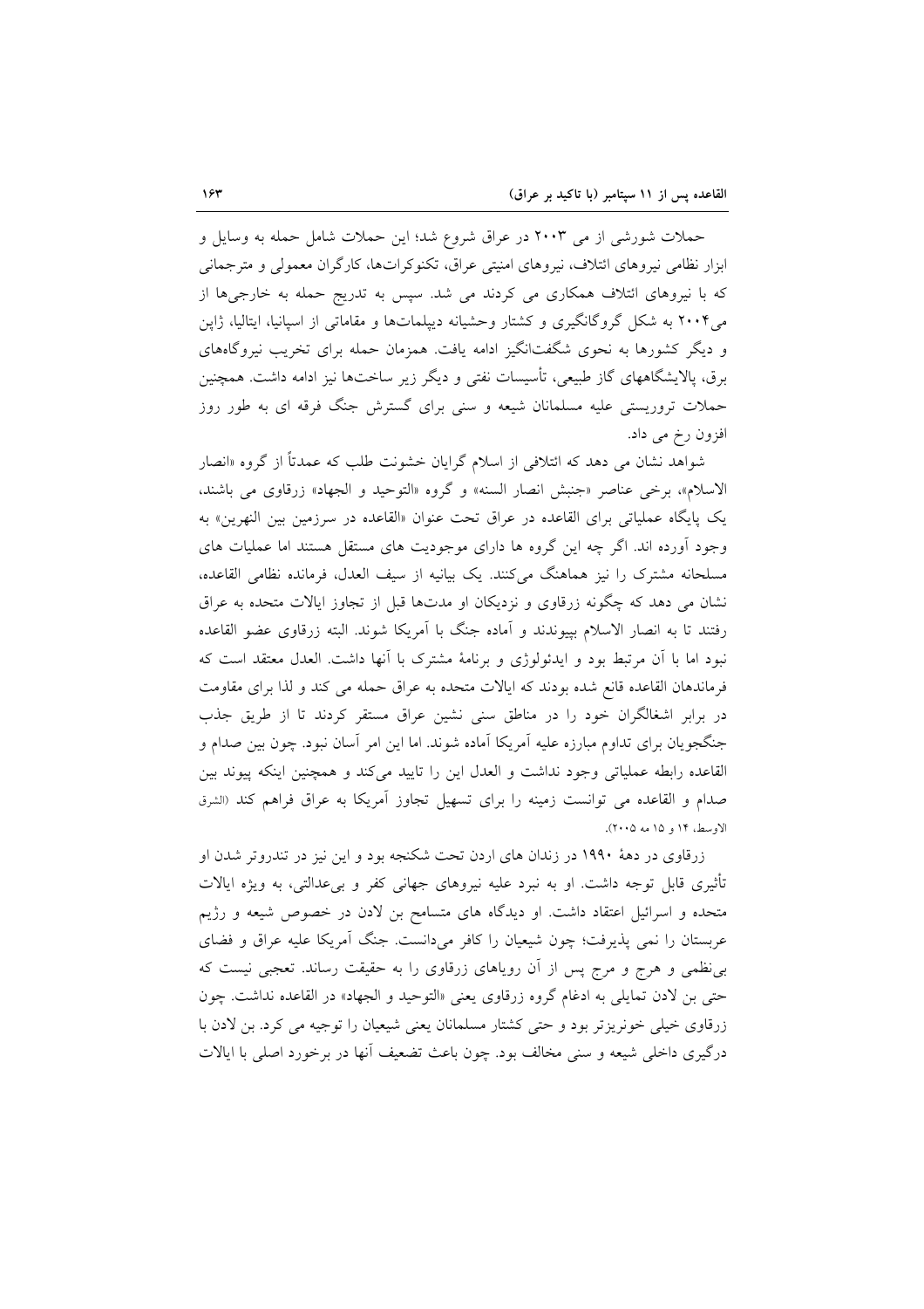حملات شورشی از می ۲۰۰۳ در عراق شروع شد؛ این حملات شامل حمله به وسایل و ابزار نظامی نیروهای ائتلاف، نیروهای امنیتی عراق، تکنوکرات‌ها، کارگران معمولی و مترجمانی که با نیروهای ائتلاف همکاری می کردند می شد. سپس به تدریج حمله به خارجی‌ها از می۲۰۰۴ به شکل گروگانگیری و کشتار وحشیانه دیپلمات‌ها و مقاماتی از اسپانیا، ایتالیا، ژاپن و دیگر کشورها به نحوی شگفت‌انگیز ادامه یافت. همزمان حمله برای تخریب نیروگاه‌های برق، پالایشگاههای گاز طبیعی، تأسیسات نفتی و دیگر زیر ساخت‌ها نیز ادامه داشت. همچنین حملات تروریستی علیه مسلمانان شیعه و سنی برای گسترش جنگ فرقه ای به طور روز افزون رخ می داد.

شواهد نشان می دهد که ائتلافی از اسلام گرایان خشونت طلب که عمدتاً از گروه «انصار الاسلام»، برخی عناصر «جنبش انصار السنه» و گروه «التوحید و الجهاد» زرقاوی می باشند، یک پایگاه عملیاتی برای القاعده در عراق تحت عنوان «القاعده در سرزمین بین النهرین» به وجود آورده اند. اگر چه این گروه ها دارای موجودیت های مستقل هستند اما عملیات های مسلحانه مشترک را نیز هماهنگ می‌کنند. یک بیانیه از سیف العدل، فرمانده نظامی القاعده، نشان می دهد که چگونه زرقاوی و نزدیکان او مدت‌ها قبل از تجاوز ایالات متحده به عراق رفتند تا به انصار الاسلام بپیوندند و آماده جنگ با آمریکا شوند. البته زرقاوی عضو القاعده نبود اما با آن مرتبط بود و ایدئولوژی و برنامهٔ مشترک با آنها داشت. العدل معتقد است که فرماندهان القاعده قانع شده بودند که ایالات متحده به عراق حمله می کند و لذا برای مقاومت در برابر اشغالگران خود را در مناطق سنی نشین عراق مستقر کردند تا از طریق جذب جنگجویان برای تداوم مبارزه علیه آمریکا آماده شوند. اما این امر آسان نبود. چون بین صدام و القاعده رابطه عملیاتی وجود نداشت و العدل این را تایید می‌کند و همچنین اینکه پیوند بین صدام و القاعده می توانست زمینه را برای تسهیل تجاوز آمریکا به عراق فراهم کند (الشرق الاوسط، ۱۴ و ۱۵ مه ۲۰۰۵).

زرقاوی در دههٔ ۱۹۹۰ در زندان های اردن تحت شکنجه بود و این نیز در تندروتر شدن او تأثیری قابل توجه داشت. او به نبرد علیه نیروهای جهانی کفر و بی‌عدالتی، به ویژه ایالات متحده و اسرائیل اعتقاد داشت. او دیدگاه های متسامح بن لادن در خصوص شیعه و رژیم عربستان را نمی پذیرفت؛ چون شیعیان را کافر می‌دانست. جنگ آمریکا علیه عراق و فضای بی‌نظمی و هرج و مرج پس از آن رویاهای زرقاوی را به حقیقت رساند. تعجبی نیست که حتی بن لادن تمایلی به ادغام گروه زرقاوی یعنی «التوحید و الجهاد» در القاعده نداشت. چون زرقاوی خیلی خونریزتر بود و حتی کشتار مسلمانان یعنی شیعیان را توجیه می کرد. بن لادن با درگیری داخلی شیعه و سنی مخالف بود. چون باعث تضعیف آنها در برخورد اصلی با ایالات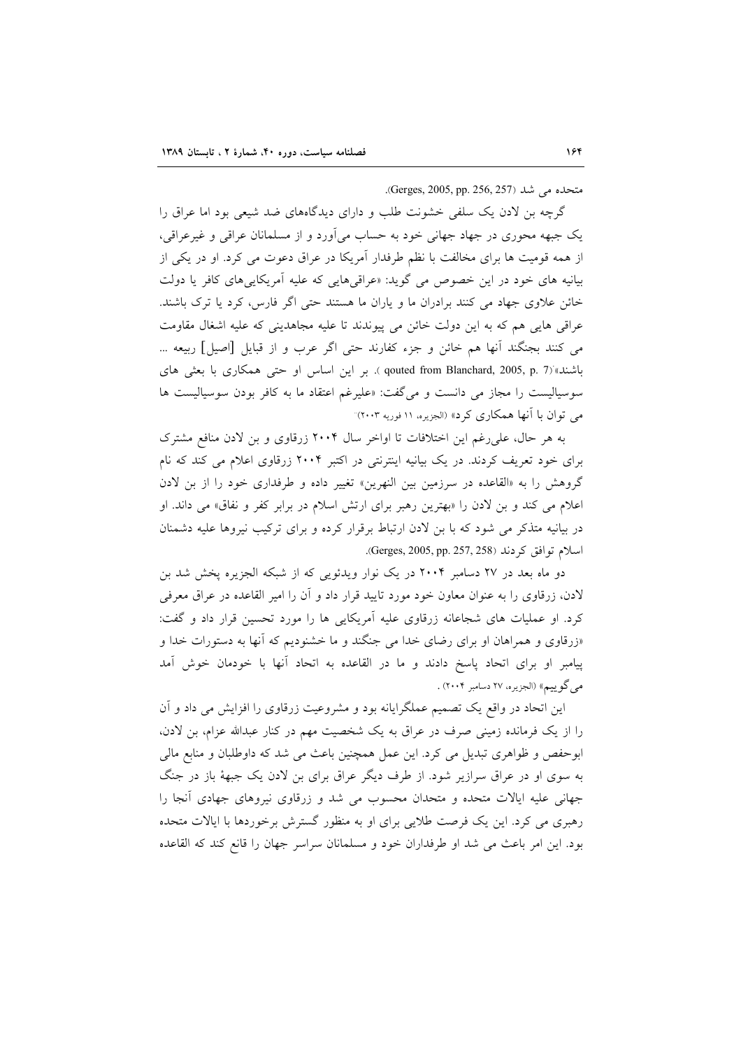متحده می شد (Gerges, 2005, pp. 256, 257).

گرچه بن لادن یک سلفی خشونت طلب و دارای دیدگاههای ضد شیعی بود اما عراق را یک جبهه محوری در جهاد جهانی خود به حساب می‌آورد و از مسلمانان عراقی و غیرعراقی، از همه قومیت ها برای مخالفت با نظم طرفدار آمریکا در عراق دعوت می کرد. او در یکی از بیانیه های خود در این خصوص می گوید: «عراقی‌هایی که علیه آمریکایی‌های کافر یا دولت خائن علاوی جهاد می کنند برادران ما و یاران ما هستند حتی اگر فارس، کرد یا ترک باشند. عراقی هایی هم که به این دولت خائن می پیوندند تا علیه مجاهدینی که علیه اشغال مقاومت می کنند بجنگند آنها هم خائن و جزء کفارند حتی اگر عرب و از قبایل [اصیل] ربیعه ... باشند» (qouted from Blanchard, 2005, p. 7). بر این اساس او حتی همکاری با بعثی های سوسیالیست را مجاز می دانست و می‌گفت: «علیرغم اعتقاد ما به کافر بودن سوسیالیست ها می توان با آنها همکاری کرد» (الجزیره، ۱۱ فوریه ۲۰۰۳).

به هر حال، علی‌رغم این اختلافات تا اواخر سال ۲۰۰۴ زرقاوی و بن لادن منافع مشترک برای خود تعریف کردند. در یک بیانیه اینترنتی در اکتبر ۲۰۰۴ زرقاوی اعلام می کند که نام گروهش را به «القاعده در سرزمین بین النهرین» تغییر داده و طرفداری خود را از بن لادن اعلام می کند و بن لادن را «بهترین رهبر برای ارتش اسلام در برابر کفر و نفاق» می داند. او در بیانیه متذکر می شود که با بن لادن ارتباط برقرار کرده و برای ترکیب نیروها علیه دشمنان اسلام توافق کردند (Gerges, 2005, pp. 257, 258).

دو ماه بعد در ۲۷ دسامبر ۲۰۰۴ در یک نوار ویدئویی که از شبکه الجزیره پخش شد بن لادن، زرقاوی را به عنوان معاون خود مورد تایید قرار داد و آن را امیر القاعده در عراق معرفی کرد. او عملیات های شجاعانه زرقاوی علیه آمریکایی ها را مورد تحسین قرار داد و گفت: «زرقاوی و همراهان او برای رضای خدا می جنگند و ما خشنودیم که آنها به دستورات خدا و پیامبر او برای اتحاد پاسخ دادند و ما در القاعده به اتحاد آنها با خودمان خوش آمد می‌گوییم» (الجزیره، ۲۷ دسامبر ۲۰۰۴) .

این اتحاد در واقع یک تصمیم عملگرایانه بود و مشروعیت زرقاوی را افزایش می داد و آن را از یک فرمانده زمینی صرف در عراق به یک شخصیت مهم در کنار عبدالله عزام، بن لادن، ابوحفص و ظواهری تبدیل می کرد. این عمل همچنین باعث می شد که داوطلبان و منابع مالی به سوی او در عراق سرازیر شود. از طرف دیگر عراق برای بن لادن یک جبههٔ باز در جنگ جهانی علیه ایالات متحده و متحدان محسوب می شد و زرقاوی نیروهای جهادی آنجا را رهبری می کرد. این یک فرصت طلایی برای او به منظور گسترش برخوردها با ایالات متحده بود. این امر باعث می شد او طرفداران خود و مسلمانان سراسر جهان را قانع کند که القاعده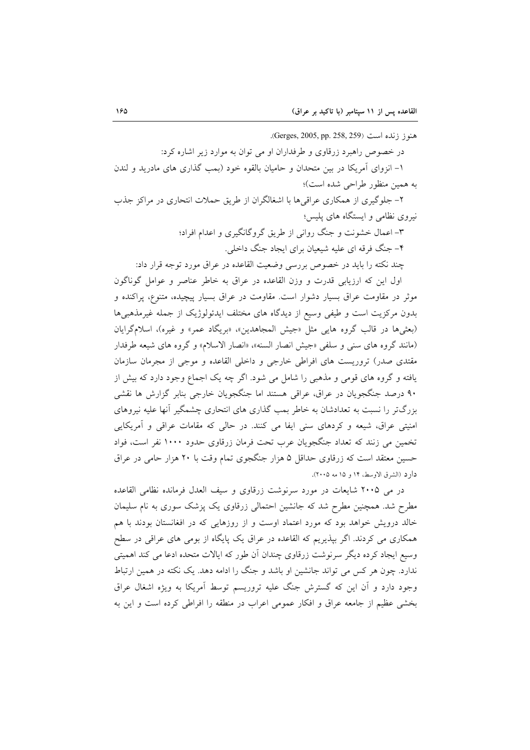هنوز زنده است (Gerges, 2005, pp. 258, 259).

در خصوص راهبرد زرقاوی و طرفداران او می توان به موارد زیر اشاره کرد:

۱- انزوای آمریکا در بین متحدان و حامیان بالقوه خود (بمب گذاری های مادرید و لندن به همین منظور طراحی شده است)؛

۲- جلوگیری از همکاری عراقی‌ها با اشغالگران از طریق حملات انتحاری در مراکز جذب نیروی نظامی و ایستگاه های پلیس؛

۳- اعمال خشونت و جنگ روانی از طریق گروگانگیری و اعدام افراد؛

۴- جنگ فرقه ای علیه شیعیان برای ایجاد جنگ داخلی.

چند نکته را باید در خصوص بررسی وضعیت القاعده در عراق مورد توجه قرار داد:

اول این که ارزیابی قدرت و وزن القاعده در عراق به خاطر عناصر و عوامل گوناگون موثر در مقاومت عراق بسیار دشوار است. مقاومت در عراق بسیار پیچیده، متنوع، پراکنده و بدون مرکزیت است و طیفی وسیع از دیدگاه های مختلف ایدئولوژیک از جمله غیرمذهبی‌ها (بعثی‌ها در قالب گروه هایی مثل «جیش المجاهدین»، «بریگاد عمر» و غیره)، اسلام‌گرایان (مانند گروه های سنی و سلفی «جیش انصار السنه»، «انصار الاسلام» و گروه های شیعه طرفدار مقتدی صدر) تروریست های افراطی خارجی و داخلی القاعده و موجی از مجرمان سازمان یافته و گروه های قومی و مذهبی را شامل می شود. اگر چه یک اجماع وجود دارد که بیش از ۹۰ درصد جنگجویان در عراق، عراقی هستند اما جنگجویان خارجی بنابر گزارش ها نقشی بزرگ‌تر را نسبت به تعدادشان به خاطر بمب گذاری های انتحاری چشمگیر آنها علیه نیروهای امنیتی عراق، شیعه و کردهای سنی ایفا می کنند. در حالی که مقامات عراقی و آمریکایی تخمین می زنند که تعداد جنگجویان عرب تحت فرمان زرقاوی حدود ۱۰۰۰ نفر است، فواد حسین معتقد است که زرقاوی حداقل ۵ هزار جنگجوی تمام وقت با ۲۰ هزار حامی در عراق دارد (الشرق الاوسط، ۱۴ و ۱۵ مه ۲۰۰۵).

در می ۲۰۰۵ شایعات در مورد سرنوشت زرقاوی و سیف العدل فرمانده نظامی القاعده مطرح شد. همچنین مطرح شد که جانشین احتمالی زرقاوی یک پزشک سوری به نام سلیمان خالد درویش خواهد بود که مورد اعتماد اوست و از روزهایی که در افغانستان بودند با هم همکاری می کردند. اگر بپذیریم که القاعده در عراق یک پایگاه از بومی های عراقی در سطح وسیع ایجاد کرده دیگر سرنوشت زرقاوی چندان آن طور که ایالات متحده ادعا می کند اهمیتی ندارد. چون هر کس می تواند جانشین او باشد و جنگ را ادامه دهد. یک نکته در همین ارتباط وجود دارد و آن این که گسترش جنگ علیه تروریسم توسط آمریکا به ویژه اشغال عراق بخشی عظیم از جامعه عراق و افکار عمومی اعراب در منطقه را افراطی کرده است و این به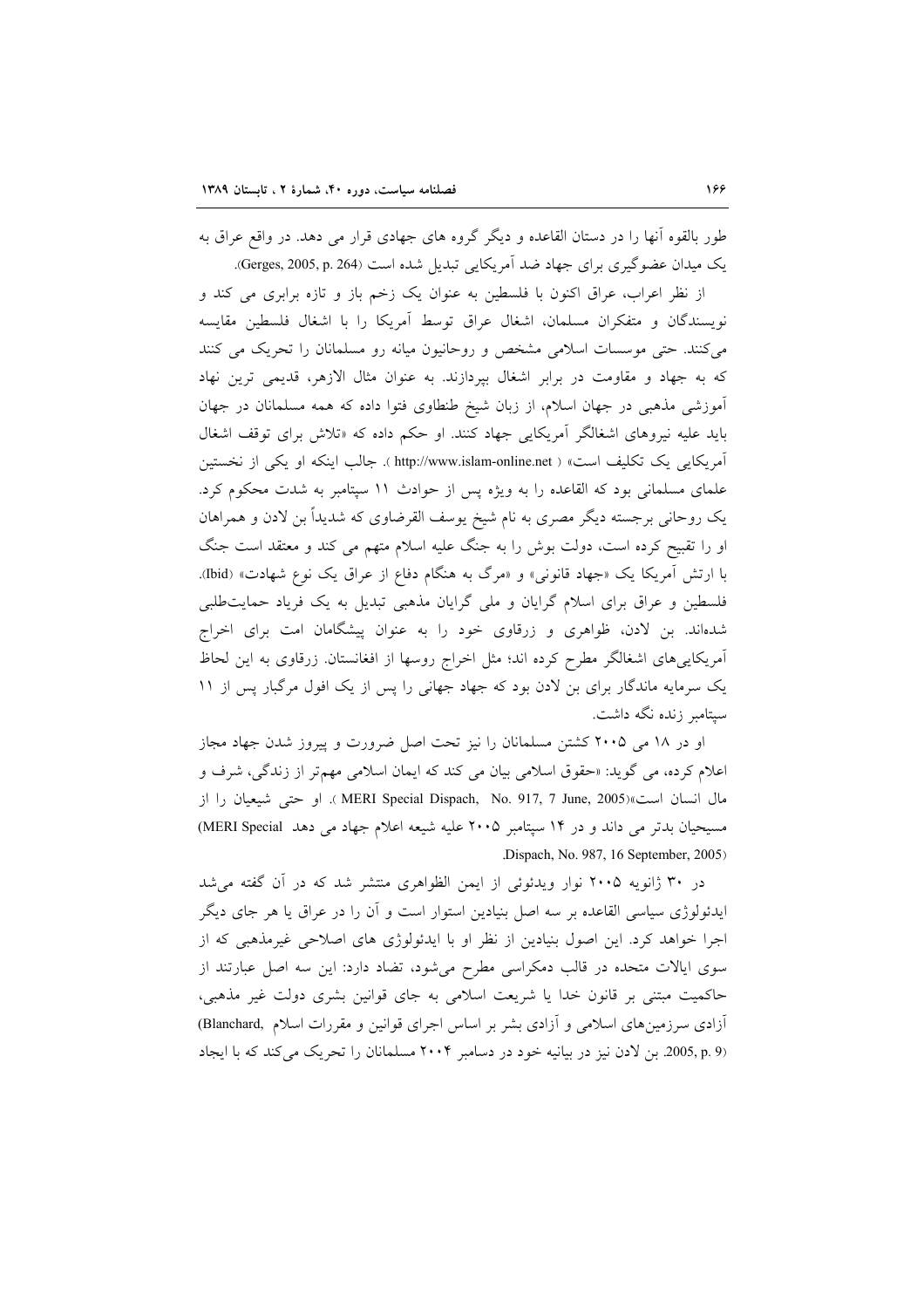طور بالقوه آنها را در دستان القاعده و دیگر گروه های جهادی قرار می دهد. در واقع عراق به یک میدان عضوگیری برای جهاد ضد آمریکایی تبدیل شده است (Gerges, 2005, p. 264).

از نظر اعراب، عراق اکنون با فلسطین به عنوان یک زخم باز و تازه برابری می کند و نویسندگان و متفکران مسلمان، اشغال عراق توسط آمریکا را با اشغال فلسطین مقایسه می‌کنند. حتی موسسات اسلامی مشخص و روحانیون میانه رو مسلمانان را تحریک می کنند که به جهاد و مقاومت در برابر اشغال بپردازند. به عنوان مثال الازهر، قدیمی ترین نهاد آموزشی مذهبی در جهان اسلام، از زبان شیخ طنطاوی فتوا داده که همه مسلمانان در جهان باید علیه نیروهای اشغالگر آمریکایی جهاد کنند. او حکم داده که «تلاش برای توقف اشغال آمریکایی یک تکلیف است» ( http://www.islam-online.net ). جالب اینکه او یکی از نخستین علمای مسلمانی بود که القاعده را به ویژه پس از حوادث ۱۱ سپتامبر به شدت محکوم کرد. یک روحانی برجسته دیگر مصری به نام شیخ یوسف القرضاوی که شدیداً بن لادن و همراهان او را تقبیح کرده است، دولت بوش را به جنگ علیه اسلام متهم می کند و معتقد است جنگ با ارتش آمریکا یک «جهاد قانونی» و «مرگ به هنگام دفاع از عراق یک نوع شهادت» (Ibid). فلسطین و عراق برای اسلام گرایان و ملی گرایان مذهبی تبدیل به یک فریاد حمایت‌طلبی شده‌اند. بن لادن، ظواهری و زرقاوی خود را به عنوان پیشگامان امت برای اخراج آمریکایی‌های اشغالگر مطرح کرده اند؛ مثل اخراج روسها از افغانستان. زرقاوی به این لحاظ یک سرمایه ماندگار برای بن لادن بود که جهاد جهانی را پس از یک افول مرگبار پس از ۱۱ سپتامبر زنده نگه داشت.

او در ۱۸ می ۲۰۰۵ کشتن مسلمانان را نیز تحت اصل ضرورت و پیروز شدن جهاد مجاز اعلام کرده، می گوید: «حقوق اسلامی بیان می کند ایمان اسلامی مهم‌تر از زندگی، شرف و مال انسان است»(MERI Special Dispach, No. 917, 7 June, 2005 ). او حتی شیعیان را از مسیحیان بدتر می داند و در ۱۴ سپتامبر ۲۰۰۵ علیه شیعه اعلام جهاد می دهد (MERI Special Dispach, No. 987, 16 September, 2005).

در ۳۰ ژانویه ۲۰۰۵ نوار ویدئوئی از ایمن الظواهری منتشر شد که در آن گفته می‌شد ایدئولوژی سیاسی القاعده بر سه اصل بنیادین استوار است و آن را در عراق یا هر جای دیگر اجرا خواهد کرد. این اصول بنیادین از نظر او با ایدئولوژی های اصلاحی غیرمذهبی که از سوی ایالات متحده در قالب دمکراسی مطرح می‌شود، تضاد دارد: این سه اصل عبارتند از حاکمیت مبتنی بر قانون خدا یا شریعت اسلامی به جای قوانین بشری دولت غیر مذهبی، آزادی سرزمین‌های اسلامی و آزادی بشر بر اساس اجرای قوانین و مقررات اسلام (Blanchard, 2005, p. 9). بن لادن نیز در بیانیه خود در دسامبر ۲۰۰۴ مسلمانان را تحریک می‌کند که با ایجاد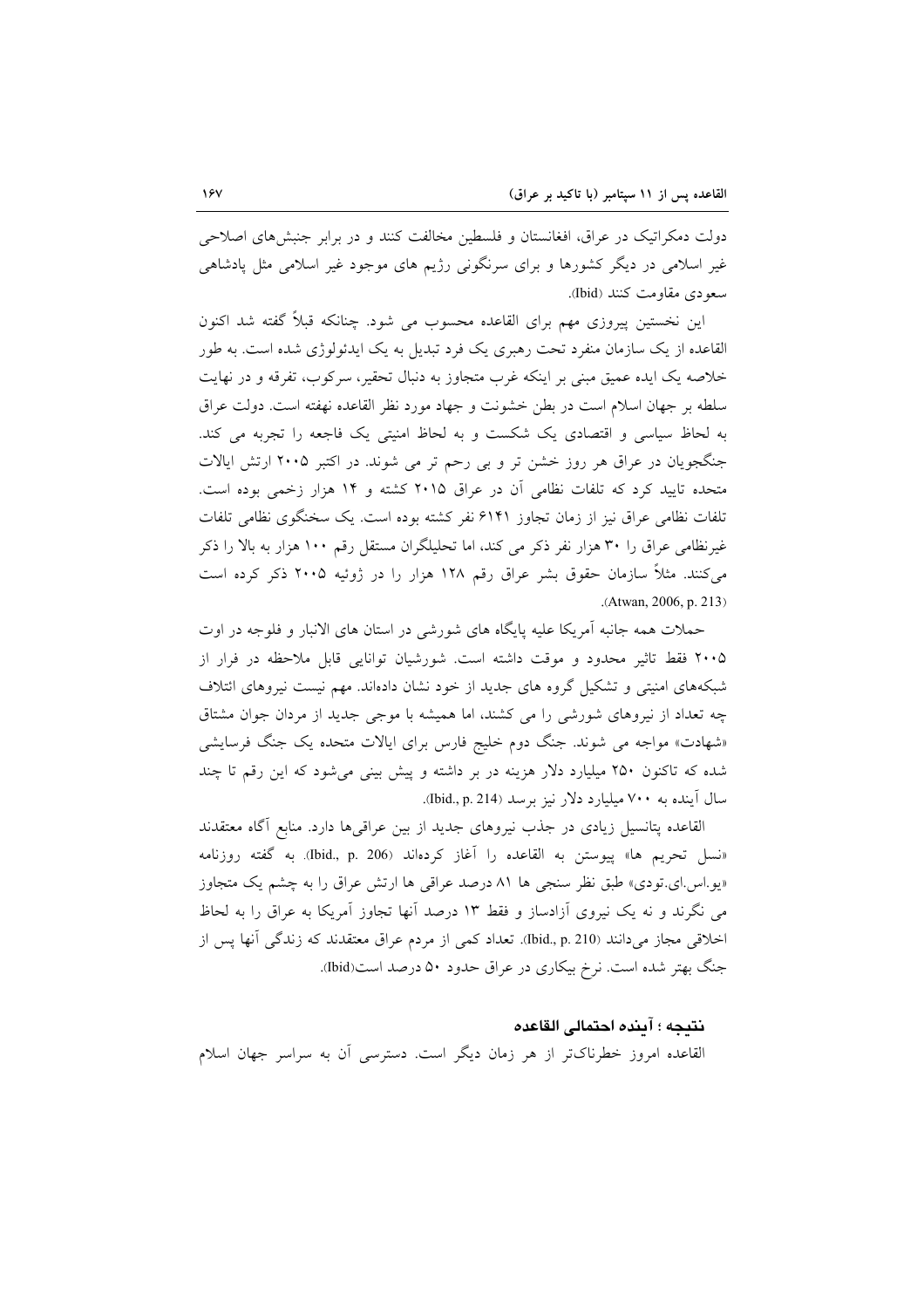دولت دمکراتیک در عراق، افغانستان و فلسطین مخالفت کنند و در برابر جنبش‌های اصلاحی غیر اسلامی در دیگر کشورها و برای سرنگونی رژیم های موجود غیر اسلامی مثل پادشاهی سعودی مقاومت کنند (Ibid).

این نخستین پیروزی مهم برای القاعده محسوب می شود. چنانکه قبلاً گفته شد اکنون القاعده از یک سازمان منفرد تحت رهبری یک فرد تبدیل به یک ایدئولوژی شده است. به طور خلاصه یک ایده عمیق مبنی بر اینکه غرب متجاوز به دنبال تحقیر، سرکوب، تفرقه و در نهایت سلطه بر جهان اسلام است در بطن خشونت و جهاد مورد نظر القاعده نهفته است. دولت عراق به لحاظ سیاسی و اقتصادی یک شکست و به لحاظ امنیتی یک فاجعه را تجربه می کند. جنگجویان در عراق هر روز خشن تر و بی رحم تر می شوند. در اکتبر ۲۰۰۵ ارتش ایالات متحده تایید کرد که تلفات نظامی آن در عراق ۲۰۱۵ کشته و ۱۴ هزار زخمی بوده است. تلفات نظامی عراق نیز از زمان تجاوز ۶۱۴۱ نفر کشته بوده است. یک سخنگوی نظامی تلفات غیرنظامی عراق را ۳۰ هزار نفر ذکر می کند، اما تحلیلگران مستقل رقم ۱۰۰ هزار به بالا را ذکر می‌کنند. مثلاً سازمان حقوق بشر عراق رقم ۱۲۸ هزار را در ژوئیه ۲۰۰۵ ذکر کرده است (Atwan, 2006, p. 213).

حملات همه جانبه آمریکا علیه پایگاه های شورشی در استان های الانبار و فلوجه در اوت ۲۰۰۵ فقط تاثیر محدود و موقت داشته است. شورشیان توانایی قابل ملاحظه در فرار از شبکه‌های امنیتی و تشکیل گروه های جدید از خود نشان داده‌اند. مهم نیست نیروهای ائتلاف چه تعداد از نیروهای شورشی را می کشند، اما همیشه با موجی جدید از مردان جوان مشتاق «شهادت» مواجه می شوند. جنگ دوم خلیج فارس برای ایالات متحده یک جنگ فرسایشی شده که تاکنون ۲۵۰ میلیارد دلار هزینه در بر داشته و پیش بینی می‌شود که این رقم تا چند سال آینده به ۷۰۰ میلیارد دلار نیز برسد (Ibid., p. 214).

القاعده پتانسیل زیادی در جذب نیروهای جدید از بین عراقی‌ها دارد. منابع آگاه معتقدند «نسل تحریم ها» پیوستن به القاعده را آغاز کرده‌اند (Ibid., p. 206). به گفته روزنامه «یو.اس.ای.تودی» طبق نظر سنجی ها ۸۱ درصد عراقی ها ارتش عراق را به چشم یک متجاوز می نگرند و نه یک نیروی آزادساز و فقط ۱۳ درصد آنها تجاوز آمریکا به عراق را به لحاظ اخلاقی مجاز می‌دانند (Ibid., p. 210). تعداد کمی از مردم عراق معتقدند که زندگی آنها پس از جنگ بهتر شده است. نرخ بیکاری در عراق حدود ۵۰ درصد است(Ibid).

### نتیجه ؛ آینده احتمالی القاعده

القاعده امروز خطرناک‌تر از هر زمان دیگر است. دسترسی آن به سراسر جهان اسلام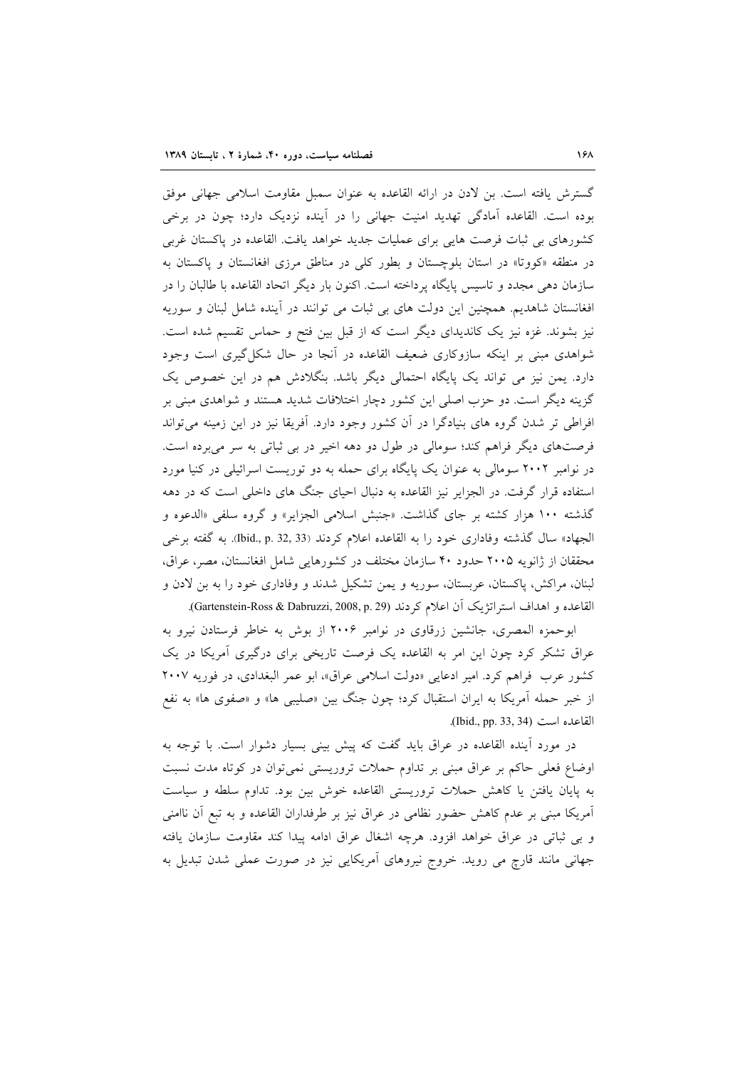گسترش یافته است. بن لادن در ارائه القاعده به عنوان سمبل مقاومت اسلامی جهانی موفق بوده است. القاعده آمادگی تهدید امنیت جهانی را در آینده نزدیک دارد؛ چون در برخی کشورهای بی ثبات فرصت هایی برای عملیات جدید خواهد یافت. القاعده در پاکستان غربی در منطقه «کووتا» در استان بلوچستان و بطور کلی در مناطق مرزی افغانستان و پاکستان به سازمان دهی مجدد و تاسیس پایگاه پرداخته است. اکنون بار دیگر اتحاد القاعده با طالبان را در افغانستان شاهدیم. همچنین این دولت های بی ثبات می توانند در آینده شامل لبنان و سوریه نیز بشوند. غزه نیز یک کاندیدای دیگر است که از قبل بین فتح و حماس تقسیم شده است. شواهدی مبنی بر اینکه سازوکاری ضعیف القاعده در آنجا در حال شکل‌گیری است وجود دارد. یمن نیز می تواند یک پایگاه احتمالی دیگر باشد. بنگلادش هم در این خصوص یک گزینه دیگر است. دو حزب اصلی این کشور دچار اختلافات شدید هستند و شواهدی مبنی بر افراطی تر شدن گروه های بنیادگرا در آن کشور وجود دارد. آفریقا نیز در این زمینه می‌تواند فرصت‌های دیگر فراهم کند؛ سومالی در طول دو دهه اخیر در بی ثباتی به سر می‌برده است. در نوامبر ۲۰۰۲ سومالی به عنوان یک پایگاه برای حمله به دو توریست اسرائیلی در کنیا مورد استفاده قرار گرفت. در الجزایر نیز القاعده به دنبال احیای جنگ های داخلی است که در دهه گذشته ۱۰۰ هزار کشته بر جای گذاشت. «جنبش اسلامی الجزایر» و گروه سلفی «الدعوه و الجهاد» سال گذشته وفاداری خود را به القاعده اعلام کردند (Ibid., p. 32, 33). به گفته برخی محققان از ژانویه ۲۰۰۵ حدود ۴۰ سازمان مختلف در کشورهایی شامل افغانستان، مصر، عراق، لبنان، مراکش، پاکستان، عربستان، سوریه و یمن تشکیل شدند و وفاداری خود را به بن لادن و القاعده و اهداف استراتژیک آن اعلام کردند (Gartenstein-Ross & Dabruzzi, 2008, p. 29).

ابوحمزه المصری، جانشین زرقاوی در نوامبر ۲۰۰۶ از بوش به خاطر فرستادن نیرو به عراق تشکر کرد چون این امر به القاعده یک فرصت تاریخی برای درگیری آمریکا در یک کشور عرب فراهم کرد. امیر ادعایی «دولت اسلامی عراق»، ابو عمر البغدادی، در فوریه ۲۰۰۷ از خبر حمله آمریکا به ایران استقبال کرد؛ چون جنگ بین «صلیبی ها» و «صفوی ها» به نفع القاعده است (Ibid., pp. 33, 34).

در مورد آینده القاعده در عراق باید گفت که پیش بینی بسیار دشوار است. با توجه به اوضاع فعلی حاکم بر عراق مبنی بر تداوم حملات تروریستی نمی‌توان در کوتاه مدت نسبت به پایان یافتن یا کاهش حملات تروریستی القاعده خوش بین بود. تداوم سلطه و سیاست آمریکا مبنی بر عدم کاهش حضور نظامی در عراق نیز بر طرفداران القاعده و به تبع آن ناامنی و بی ثباتی در عراق خواهد افزود. هرچه اشغال عراق ادامه پیدا کند مقاومت سازمان یافته جهانی مانند قارچ می روید. خروج نیروهای آمریکایی نیز در صورت عملی شدن تبدیل به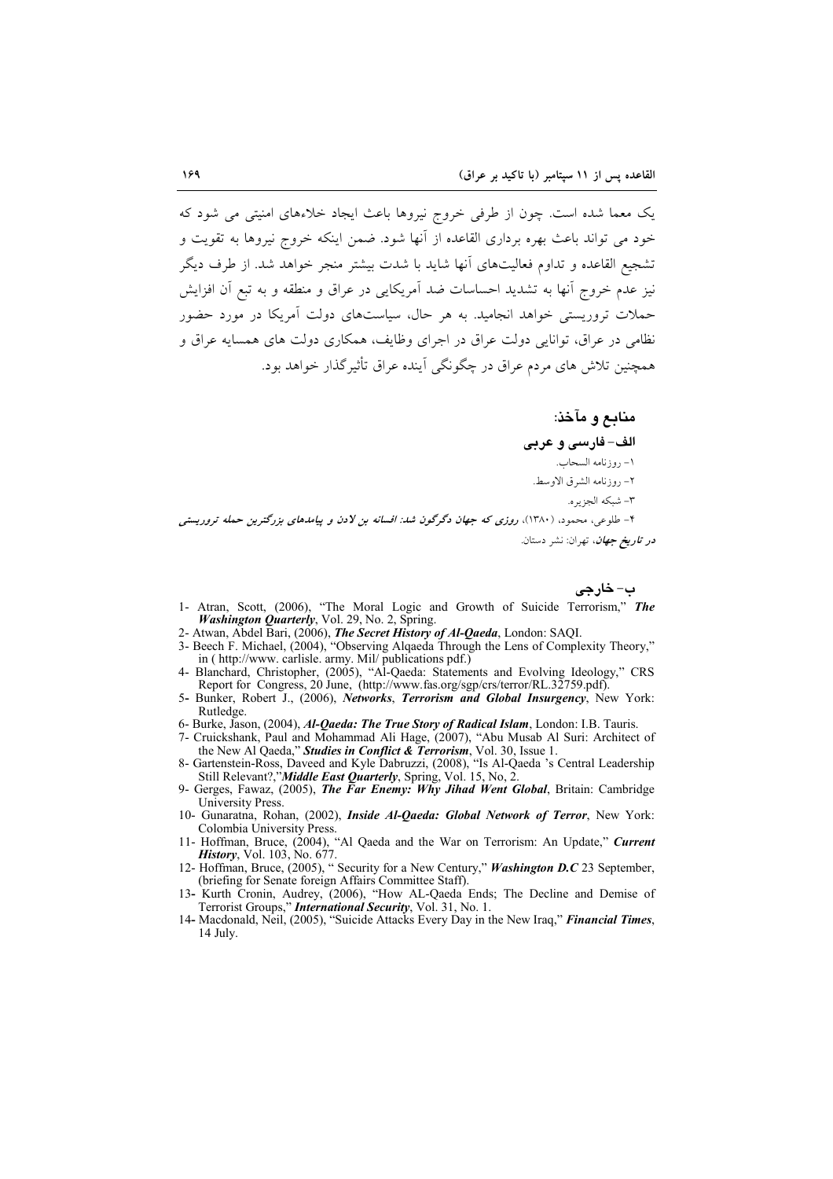یک معما شده است. چون از طرفی خروج نیروها باعث ایجاد خلاءهای امنیتی می شود که خود می تواند باعث بهره برداری القاعده از آنها شود. ضمن اینکه خروج نیروها به تقویت و تشجیع القاعده و تداوم فعالیت‌های آنها شاید با شدت بیشتر منجر خواهد شد. از طرف دیگر نیز عدم خروج آنها به تشدید احساسات ضد آمریکایی در عراق و منطقه و به تبع آن افزایش حملات تروریستی خواهد انجامید. به هر حال، سیاست‌های دولت آمریکا در مورد حضور نظامی در عراق، توانایی دولت عراق در اجرای وظایف، همکاری دولت های همسایه عراق و همچنین تلاش های مردم عراق در چگونگی آینده عراق تأثیرگذار خواهد بود.

## منابع و مآخذ:

### الف- فارسی و عربی

۱- روزنامه السحاب.

۲- روزنامه الشرق الاوسط.

۳- شبکه الجزیره.

۴- طلوعی، محمود، (۱۳۸۰)، ***روزی که جهان دگرگون شد: افسانه بن لادن و پیامدهای بزرگترین حمله تروریستی در تاریخ جهان***، تهران: نشر دستان.

### ب- خارجی

1- Atran, Scott, (2006), "The Moral Logic and Growth of Suicide Terrorism," ***The Washington Quarterly***, Vol. 29, No. 2, Spring.

2- Atwan, Abdel Bari, (2006), ***The Secret History of Al-Qaeda***, London: SAQI.

3- Beech F. Michael, (2004), "Observing Alqaeda Through the Lens of Complexity Theory," in ( http://www. carlisle. army. Mil/ publications pdf.)

4- Blanchard, Christopher, (2005), "Al-Qaeda: Statements and Evolving Ideology," CRS Report for Congress, 20 June, (http://www.fas.org/sgp/crs/terror/RL.32759.pdf).

5- Bunker, Robert J., (2006), ***Networks***, ***Terrorism and Global Insurgency***, New York: Rutledge.

6- Burke, Jason, (2004), ***Al-Qaeda: The True Story of Radical Islam***, London: I.B. Tauris.

7- Cruickshank, Paul and Mohammad Ali Hage, (2007), "Abu Musab Al Suri: Architect of the New Al Qaeda," ***Studies in Conflict & Terrorism***, Vol. 30, Issue 1.

8- Gartenstein-Ross, Daveed and Kyle Dabruzzi, (2008), "Is Al-Qaeda 's Central Leadership Still Relevant?,"***Middle East Quarterly***, Spring, Vol. 15, No, 2.

9- Gerges, Fawaz, (2005), ***The Far Enemy: Why Jihad Went Global***, Britain: Cambridge University Press.

10- Gunaratna, Rohan, (2002), ***Inside Al-Qaeda: Global Network of Terror***, New York: Colombia University Press.

11- Hoffman, Bruce, (2004), "Al Qaeda and the War on Terrorism: An Update," ***Current History***, Vol. 103, No. 677.

12- Hoffman, Bruce, (2005), " Security for a New Century," ***Washington D.C*** 23 September, (briefing for Senate foreign Affairs Committee Staff).

13- Kurth Cronin, Audrey, (2006), "How AL-Qaeda Ends; The Decline and Demise of Terrorist Groups," ***International Security***, Vol. 31, No. 1.

14- Macdonald, Neil, (2005), "Suicide Attacks Every Day in the New Iraq," ***Financial Times***, 14 July.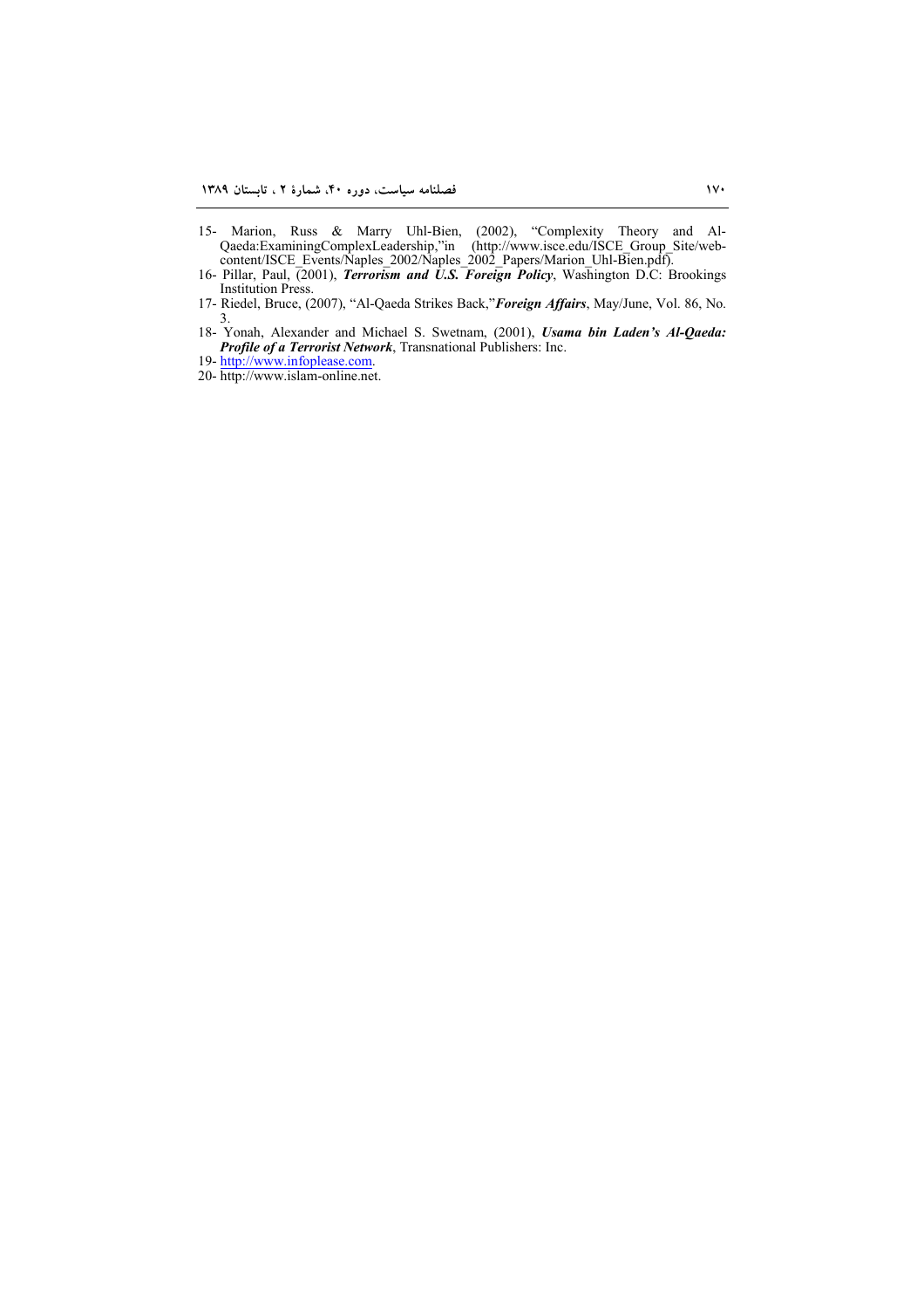15- Marion, Russ & Marry Uhl-Bien, (2002), "Complexity Theory and Al-Qaeda:ExaminingComplexLeadership,"in (http://www.isce.edu/ISCE_Group_Site/web-content/ISCE_Events/Naples_2002/Naples_2002_Papers/Marion_Uhl-Bien.pdf).

16- Pillar, Paul, (2001), ***Terrorism and U.S. Foreign Policy***, Washington D.C: Brookings Institution Press.

17- Riedel, Bruce, (2007), "Al-Qaeda Strikes Back,"***Foreign Affairs***, May/June, Vol. 86, No. 3.

18- Yonah, Alexander and Michael S. Swetnam, (2001), ***Usama bin Laden's Al-Qaeda: Profile of a Terrorist Network***, Transnational Publishers: Inc.

19- http://www.infoplease.com.

20- http://www.islam-online.net.